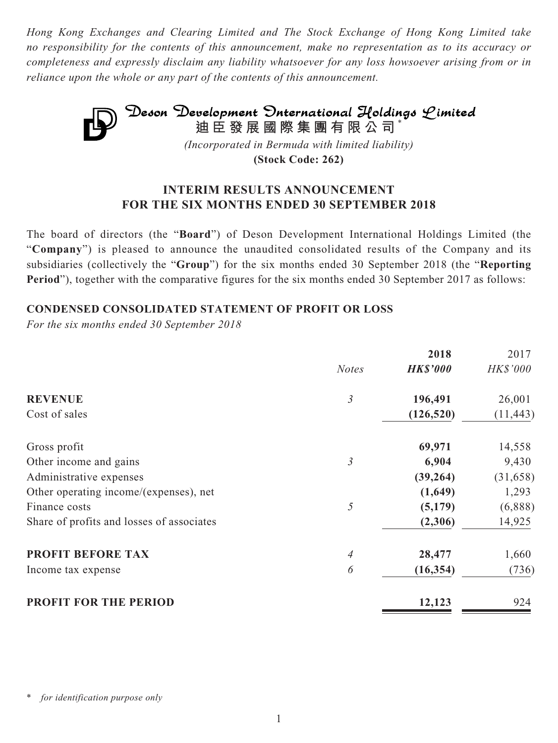*Hong Kong Exchanges and Clearing Limited and The Stock Exchange of Hong Kong Limited take no responsibility for the contents of this announcement, make no representation as to its accuracy or completeness and expressly disclaim any liability whatsoever for any loss howsoever arising from or in reliance upon the whole or any part of the contents of this announcement.*

# Deson Development International Holdings Limited

**迪臣發展國際集團有限公司***

*(Incorporated in Bermuda with limited liability)*

**(Stock Code: 262)**

## INTERIM RESULTS ANNOUNCEMENT FOR THE SIX MONTHS ENDED 30 SEPTEMBER 2018

The board of directors (the "**Board**") of Deson Development International Holdings Limited (the "**Company**") is pleased to announce the unaudited consolidated results of the Company and its subsidiaries (collectively the "**Group**") for the six months ended 30 September 2018 (the "**Reporting Period**"), together with the comparative figures for the six months ended 30 September 2017 as follows:

### CONDENSED CONSOLIDATED STATEMENT OF PROFIT OR LOSS

*For the six months ended 30 September 2018*

| | *Notes* | **2018** *HK$'000* | 2017 *HK$'000* |
|---|---|---|---|
| **REVENUE** | *3* | **196,491** | 26,001 |
| Cost of sales | | **(126,520)** | (11,443) |
| Gross profit | | **69,971** | 14,558 |
| Other income and gains | *3* | **6,904** | 9,430 |
| Administrative expenses | | **(39,264)** | (31,658) |
| Other operating income/(expenses), net | | **(1,649)** | 1,293 |
| Finance costs | *5* | **(5,179)** | (6,888) |
| Share of profits and losses of associates | | **(2,306)** | 14,925 |
| **PROFIT BEFORE TAX** | *4* | **28,477** | 1,660 |
| Income tax expense | *6* | **(16,354)** | (736) |
| **PROFIT FOR THE PERIOD** | | **12,123** | 924 |

\* *for identification purpose only*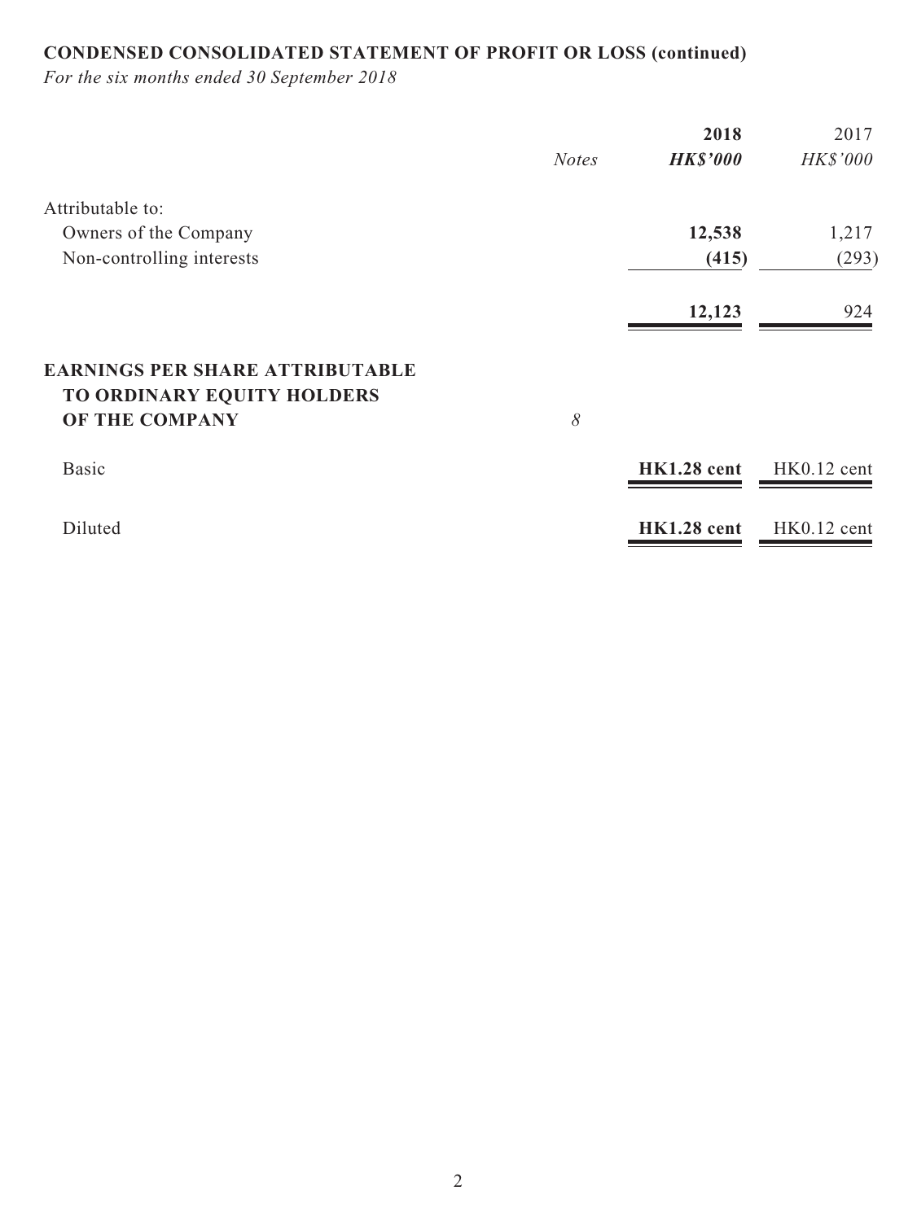**CONDENSED CONSOLIDATED STATEMENT OF PROFIT OR LOSS (continued)**

*For the six months ended 30 September 2018*

| | *Notes* | **2018** **HK$'000** | 2017 HK$'000 |
|---|---|---|---|
| Attributable to: | | | |
| Owners of the Company | | **12,538** | 1,217 |
| Non-controlling interests | | **(415)** | (293) |
| | | **12,123** | 924 |
| **EARNINGS PER SHARE ATTRIBUTABLE TO ORDINARY EQUITY HOLDERS OF THE COMPANY** | *8* | | |
| Basic | | **HK1.28 cent** | HK0.12 cent |
| Diluted | | **HK1.28 cent** | HK0.12 cent |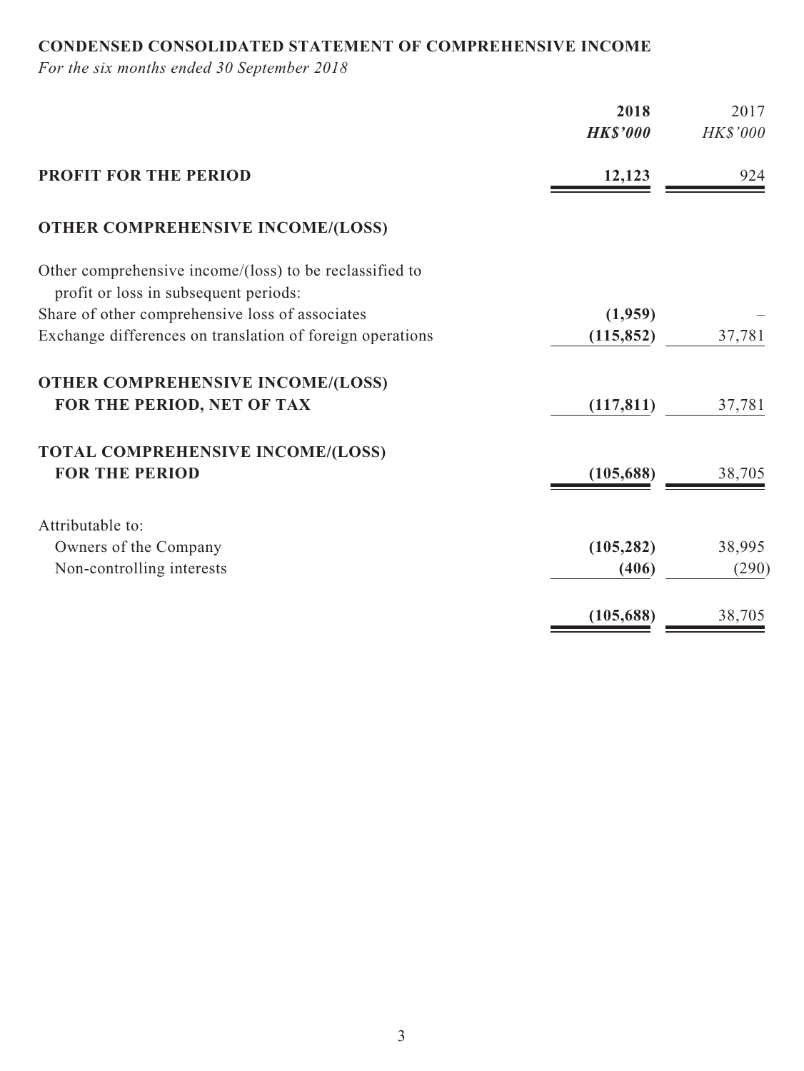## CONDENSED CONSOLIDATED STATEMENT OF COMPREHENSIVE INCOME

*For the six months ended 30 September 2018*

| | 2018 | 2017 |
|---|---|---|
| | ***HK$'000*** | *HK$'000* |
| **PROFIT FOR THE PERIOD** | **12,123** | 924 |
| **OTHER COMPREHENSIVE INCOME/(LOSS)** | | |
| Other comprehensive income/(loss) to be reclassified to profit or loss in subsequent periods: | | |
| Share of other comprehensive loss of associates | **(1,959)** | – |
| Exchange differences on translation of foreign operations | **(115,852)** | 37,781 |
| **OTHER COMPREHENSIVE INCOME/(LOSS) FOR THE PERIOD, NET OF TAX** | **(117,811)** | 37,781 |
| **TOTAL COMPREHENSIVE INCOME/(LOSS) FOR THE PERIOD** | **(105,688)** | 38,705 |
| Attributable to: | | |
| Owners of the Company | **(105,282)** | 38,995 |
| Non-controlling interests | **(406)** | (290) |
| | **(105,688)** | 38,705 |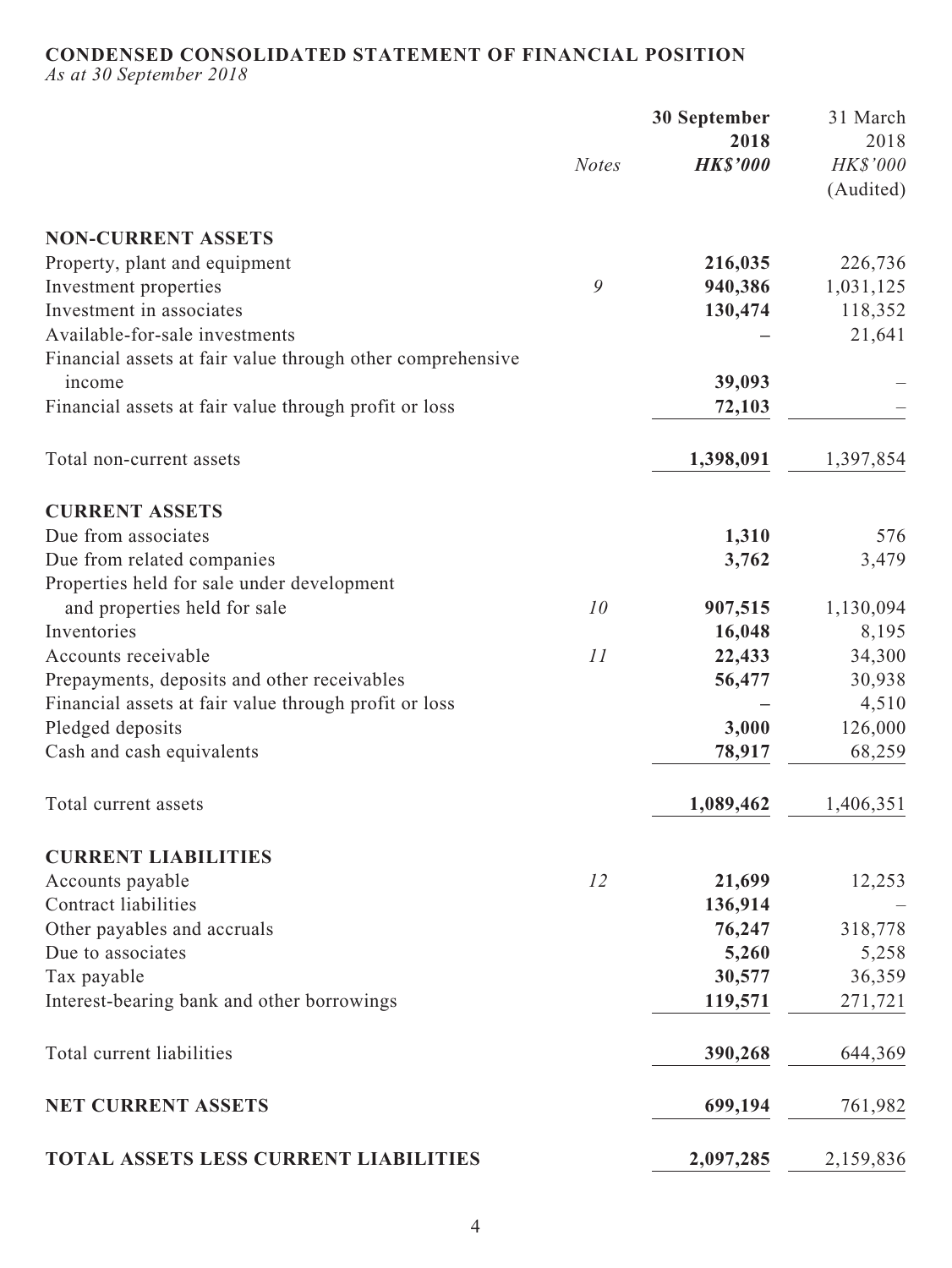**CONDENSED CONSOLIDATED STATEMENT OF FINANCIAL POSITION**

*As at 30 September 2018*

| | *Notes* | **30 September 2018** ***HK$'000*** | 31 March 2018 *HK$'000* (Audited) |
|---|---|---|---|
| **NON-CURRENT ASSETS** | | | |
| Property, plant and equipment | | **216,035** | 226,736 |
| Investment properties | *9* | **940,386** | 1,031,125 |
| Investment in associates | | **130,474** | 118,352 |
| Available-for-sale investments | | **–** | 21,641 |
| Financial assets at fair value through other comprehensive income | | **39,093** | – |
| Financial assets at fair value through profit or loss | | **72,103** | – |
| Total non-current assets | | **1,398,091** | 1,397,854 |
| **CURRENT ASSETS** | | | |
| Due from associates | | **1,310** | 576 |
| Due from related companies | | **3,762** | 3,479 |
| Properties held for sale under development and properties held for sale | *10* | **907,515** | 1,130,094 |
| Inventories | | **16,048** | 8,195 |
| Accounts receivable | *11* | **22,433** | 34,300 |
| Prepayments, deposits and other receivables | | **56,477** | 30,938 |
| Financial assets at fair value through profit or loss | | **–** | 4,510 |
| Pledged deposits | | **3,000** | 126,000 |
| Cash and cash equivalents | | **78,917** | 68,259 |
| Total current assets | | **1,089,462** | 1,406,351 |
| **CURRENT LIABILITIES** | | | |
| Accounts payable | *12* | **21,699** | 12,253 |
| Contract liabilities | | **136,914** | – |
| Other payables and accruals | | **76,247** | 318,778 |
| Due to associates | | **5,260** | 5,258 |
| Tax payable | | **30,577** | 36,359 |
| Interest-bearing bank and other borrowings | | **119,571** | 271,721 |
| Total current liabilities | | **390,268** | 644,369 |
| **NET CURRENT ASSETS** | | **699,194** | 761,982 |
| **TOTAL ASSETS LESS CURRENT LIABILITIES** | | **2,097,285** | 2,159,836 |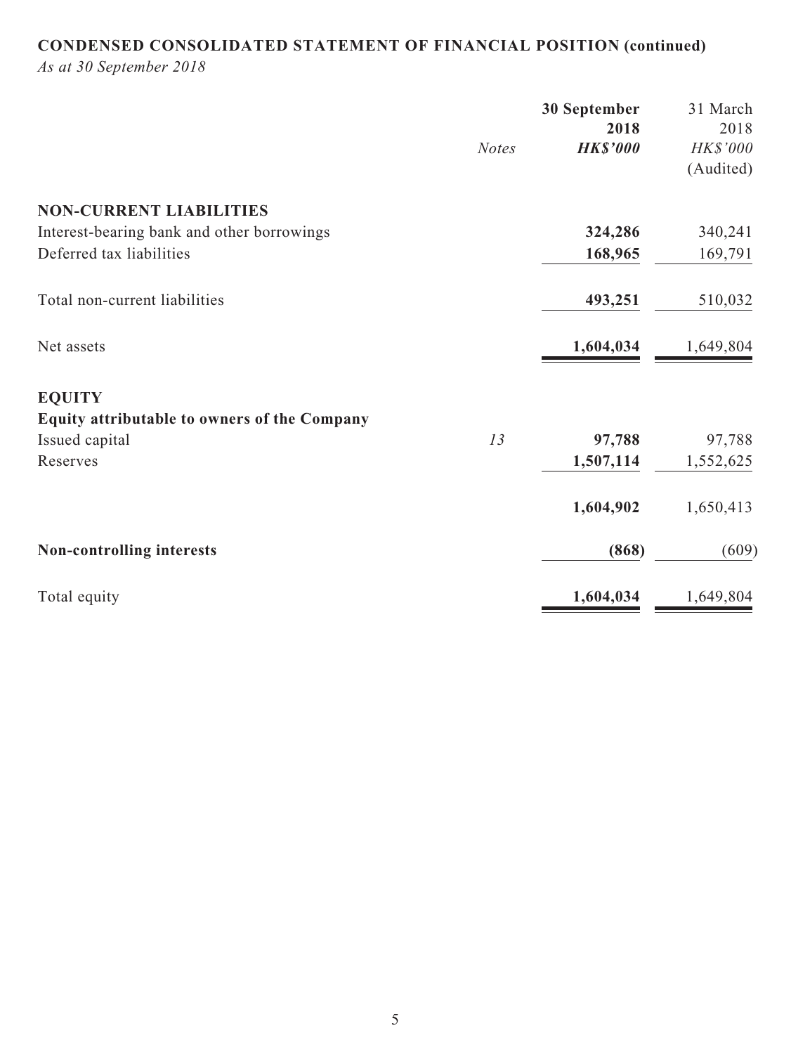**CONDENSED CONSOLIDATED STATEMENT OF FINANCIAL POSITION (continued)**

*As at 30 September 2018*

| | *Notes* | **30 September 2018** ***HK$'000*** | 31 March 2018 *HK$'000* (Audited) |
|---|---|---|---|
| **NON-CURRENT LIABILITIES** | | | |
| Interest-bearing bank and other borrowings | | **324,286** | 340,241 |
| Deferred tax liabilities | | **168,965** | 169,791 |
| Total non-current liabilities | | **493,251** | 510,032 |
| Net assets | | **1,604,034** | 1,649,804 |
| **EQUITY** | | | |
| **Equity attributable to owners of the Company** | | | |
| Issued capital | *13* | **97,788** | 97,788 |
| Reserves | | **1,507,114** | 1,552,625 |
| | | **1,604,902** | 1,650,413 |
| **Non-controlling interests** | | **(868)** | (609) |
| Total equity | | **1,604,034** | 1,649,804 |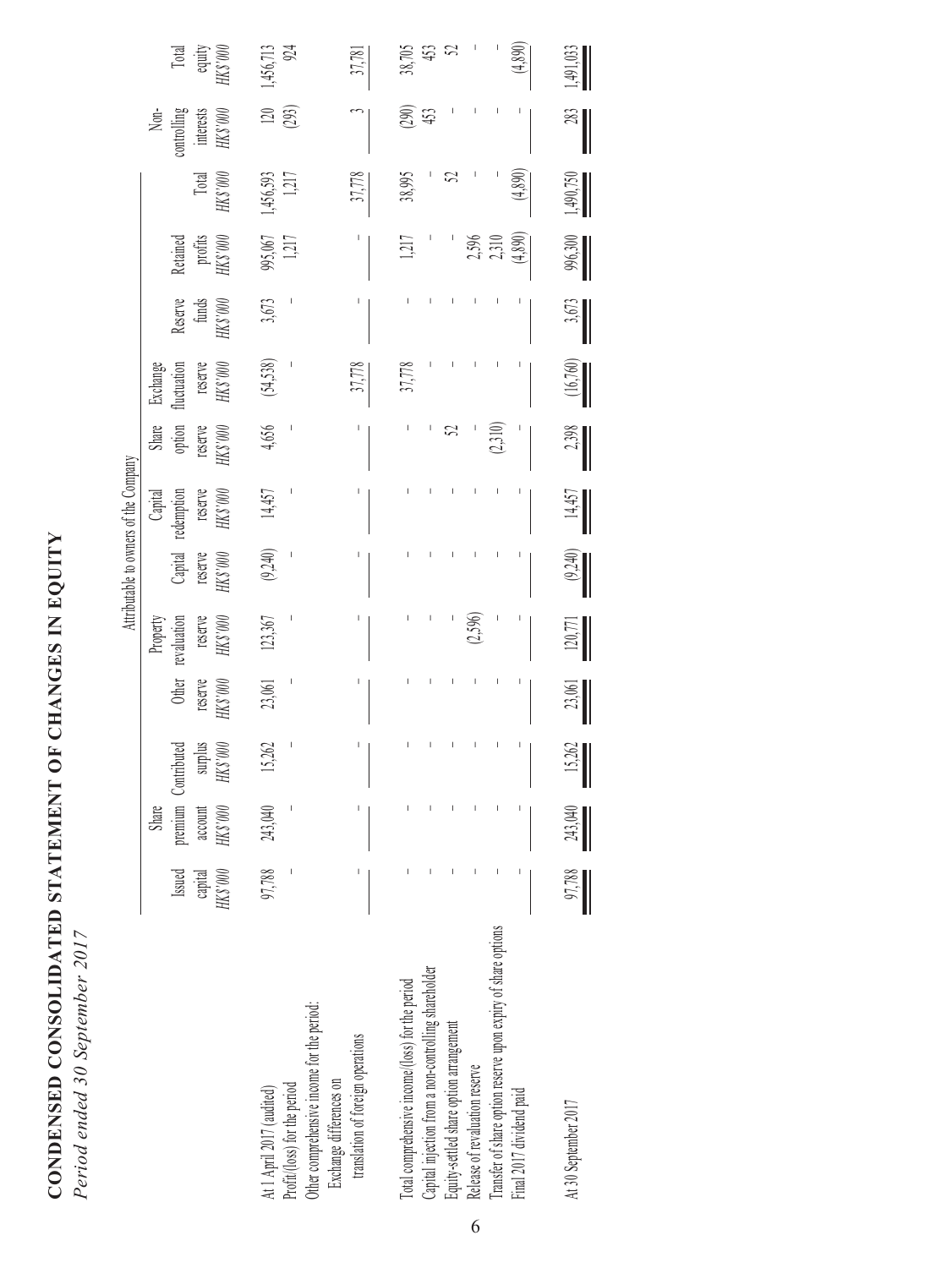# CONDENSED CONSOLIDATED STATEMENT OF CHANGES IN EQUITY

*Period ended 30 September 2017*

| | Attributable to owners of the Company | | | | | | | | | | | | | | |
|---|---|---|---|---|---|---|---|---|---|---|---|---|---|---|---|
| | Issued capital *HK$'000* | Share premium account *HK$'000* | Contributed surplus *HK$'000* | Other reserve *HK$'000* | Property revaluation reserve *HK$'000* | Capital reserve *HK$'000* | Capital redemption reserve *HK$'000* | Share option reserve *HK$'000* | Exchange fluctuation reserve *HK$'000* | Reserve funds *HK$'000* | Retained profits *HK$'000* | Total *HK$'000* | Non-controlling interests *HK$'000* | Total equity *HK$'000* |
| At 1 April 2017 (audited) | 97,788 | 243,040 | 15,262 | 23,061 | 123,367 | (9,240) | 14,457 | 4,656 | (54,538) | 3,673 | 995,067 | 1,456,593 | 120 | 1,456,713 |
| Profit/(loss) for the period | – | – | – | – | – | – | – | – | – | – | 1,217 | 1,217 | (293) | 924 |
| Other comprehensive income for the period: | | | | | | | | | | | | | | |
| Exchange differences on translation of foreign operations | – | – | – | – | – | – | – | – | 37,778 | – | – | 37,778 | 3 | 37,781 |
| Total comprehensive income/(loss) for the period | – | – | – | – | – | – | – | – | 37,778 | – | 1,217 | 38,995 | (290) | 38,705 |
| Capital injection from a non-controlling shareholder | – | – | – | – | – | – | – | – | – | – | – | – | 453 | 453 |
| Equity-settled share option arrangement | – | – | – | – | – | – | – | 52 | – | – | – | 52 | – | 52 |
| Release of revaluation reserve | – | – | – | – | (2,596) | – | – | – | – | – | 2,596 | – | – | – |
| Transfer of share option reserve upon expiry of share options | – | – | – | – | – | – | – | (2,310) | – | – | 2,310 | – | – | – |
| Final 2017 dividend paid | – | – | – | – | – | – | – | – | – | – | (4,890) | (4,890) | – | (4,890) |
| At 30 September 2017 | 97,788 | 243,040 | 15,262 | 23,061 | 120,771 | (9,240) | 14,457 | 2,398 | (16,760) | 3,673 | 996,300 | 1,490,750 | 283 | 1,491,033 |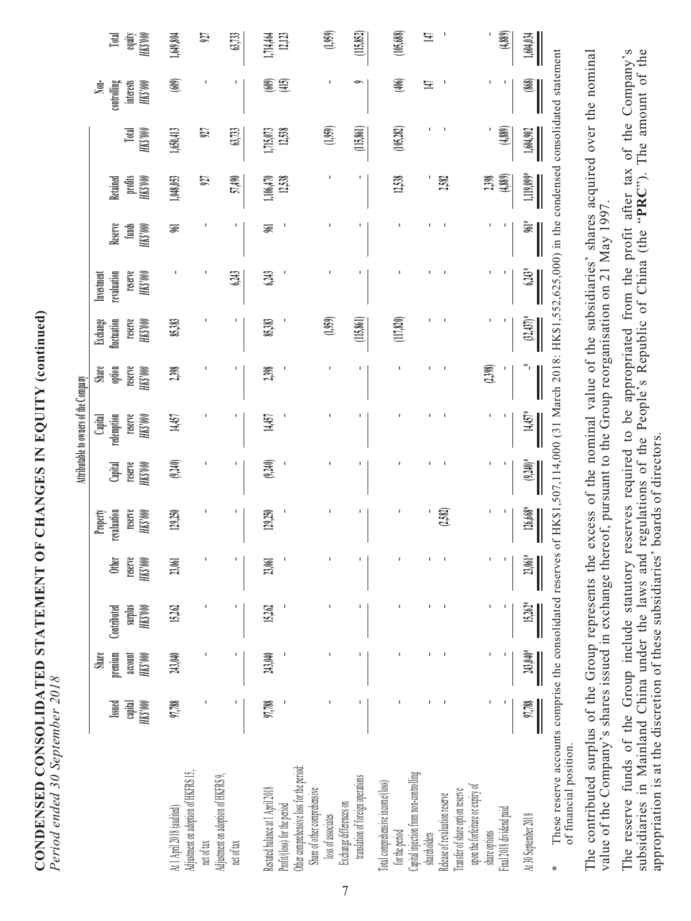# CONDENSED CONSOLIDATED STATEMENT OF CHANGES IN EQUITY (continued)

*Period ended 30 September 2018*

| | Attributable to owners of the Company | | | | | | | | | | | | | | Non-controlling interests | Total equity |
|---|---|---|---|---|---|---|---|---|---|---|---|---|---|---|---|---|
| | Issued capital | Share premium account | Contributed surplus | Other reserve | Property revaluation reserve | Capital reserve | Capital redemption reserve | Share option reserve | Exchange fluctuation reserve | Investment revaluation reserve | Reserve funds | Retained profits | Total | | | |
| | HK$'000 | HK$'000 | HK$'000 | HK$'000 | HK$'000 | HK$'000 | HK$'000 | HK$'000 | HK$'000 | HK$'000 | HK$'000 | HK$'000 | HK$'000 | | HK$'000 | HK$'000 |
| At 1 April 2018 (audited) | 97,788 | 243,040 | 15,262 | 23,061 | 129,250 | (9,240) | 14,457 | 2,398 | 85,383 | - | 961 | 1,048,053 | 1,650,413 | | (609) | 1,649,804 |
| Adjustment on adoption of HKFRS 15, net of tax | - | - | - | - | - | - | - | - | - | - | - | 927 | 927 | | - | 927 |
| Adjustment on adoption of HKFRS 9, net of tax | - | - | - | - | - | - | - | - | - | 6,243 | - | 57,490 | 63,733 | | - | 63,733 |
| Restated balance at 1 April 2018 | 97,788 | 243,040 | 15,262 | 23,061 | 129,250 | (9,240) | 14,457 | 2,398 | 85,383 | 6,243 | 961 | 1,106,470 | 1,715,073 | | (609) | 1,714,464 |
| Profit/(loss) for the period | - | - | - | - | - | - | - | - | - | - | - | 12,538 | 12,538 | | (415) | 12,123 |
| Other comprehensive loss for the period: | | | | | | | | | | | | | | | | |
| Share of other comprehensive loss of associates | - | - | - | - | - | - | - | - | (1,959) | - | - | - | (1,959) | | - | (1,959) |
| Exchange differences on translation of foreign operations | - | - | - | - | - | - | - | - | (115,861) | - | - | - | (115,861) | | 9 | (115,852) |
| Total comprehensive income/(loss) for the period | - | - | - | - | - | - | - | - | (117,820) | - | - | 12,538 | (105,282) | | (406) | (105,688) |
| Capital injection from non-controlling shareholders | - | - | - | - | - | - | - | - | - | - | - | - | - | | 147 | 147 |
| Release of revaluation reserve | - | - | - | - | (2,582) | - | - | - | - | - | - | 2,582 | - | | - | - |
| Transfer of share option reserve upon the forfeiture or expiry of share options | - | - | - | - | - | - | - | (2,398) | - | - | - | 2,398 | - | | - | - |
| Final 2018 dividend paid | - | - | - | - | - | - | - | - | - | - | - | (4,889) | (4,889) | | - | (4,889) |
| At 30 September 2018 | 97,788 | 243,040* | 15,262* | 23,061* | 126,668* | (9,240)* | 14,457* | -* | (32,437)* | 6,243* | 961* | 1,119,099* | 1,604,902 | | (868) | 1,604,034 |

\* These reserve accounts comprise the consolidated reserves of HK$1,507,114,000 (31 March 2018: HK$1,552,625,000) in the condensed consolidated statement of financial position.

The contributed surplus of the Group represents the excess of the nominal value of the subsidiaries' shares acquired over the nominal value of the Company's shares issued in exchange thereof, pursuant to the Group reorganisation on 21 May 1997.

The reserve funds of the Group include statutory reserves required to be appropriated from the profit after tax of the Company's subsidiaries in Mainland China under the laws and regulations of the People's Republic of China (the "**PRC**"). The amount of the appropriation is at the discretion of these subsidiaries' boards of directors.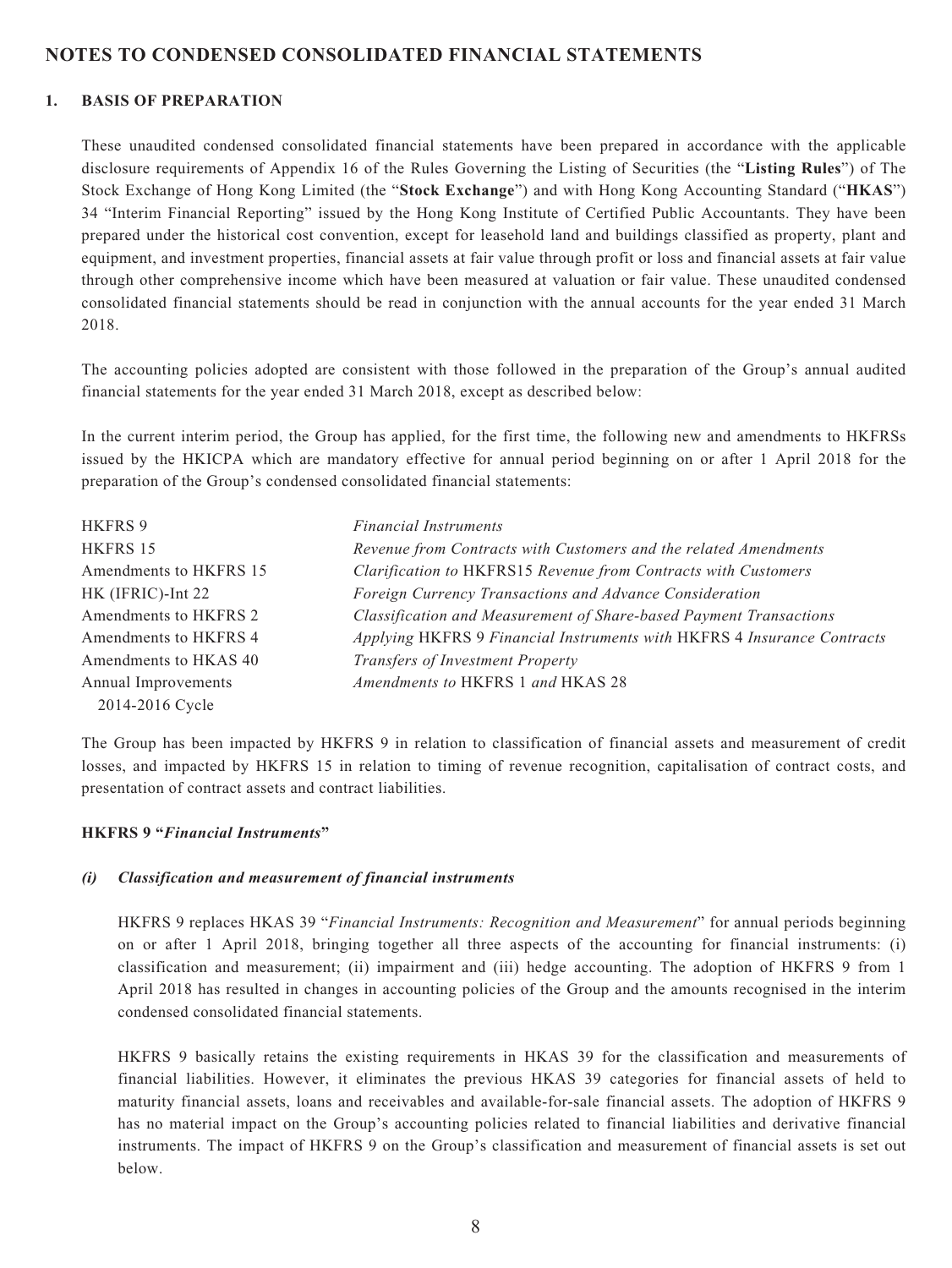# NOTES TO CONDENSED CONSOLIDATED FINANCIAL STATEMENTS

## 1. BASIS OF PREPARATION

These unaudited condensed consolidated financial statements have been prepared in accordance with the applicable disclosure requirements of Appendix 16 of the Rules Governing the Listing of Securities (the "**Listing Rules**") of The Stock Exchange of Hong Kong Limited (the "**Stock Exchange**") and with Hong Kong Accounting Standard ("**HKAS**") 34 "Interim Financial Reporting" issued by the Hong Kong Institute of Certified Public Accountants. They have been prepared under the historical cost convention, except for leasehold land and buildings classified as property, plant and equipment, and investment properties, financial assets at fair value through profit or loss and financial assets at fair value through other comprehensive income which have been measured at valuation or fair value. These unaudited condensed consolidated financial statements should be read in conjunction with the annual accounts for the year ended 31 March 2018.

The accounting policies adopted are consistent with those followed in the preparation of the Group's annual audited financial statements for the year ended 31 March 2018, except as described below:

In the current interim period, the Group has applied, for the first time, the following new and amendments to HKFRSs issued by the HKICPA which are mandatory effective for annual period beginning on or after 1 April 2018 for the preparation of the Group's condensed consolidated financial statements:

| | |
|---|---|
| HKFRS 9 | *Financial Instruments* |
| HKFRS 15 | *Revenue from Contracts with Customers and the related Amendments* |
| Amendments to HKFRS 15 | *Clarification to* HKFRS15 *Revenue from Contracts with Customers* |
| HK (IFRIC)-Int 22 | *Foreign Currency Transactions and Advance Consideration* |
| Amendments to HKFRS 2 | *Classification and Measurement of Share-based Payment Transactions* |
| Amendments to HKFRS 4 | *Applying* HKFRS 9 *Financial Instruments with* HKFRS 4 *Insurance Contracts* |
| Amendments to HKAS 40 | *Transfers of Investment Property* |
| Annual Improvements 2014-2016 Cycle | *Amendments to* HKFRS 1 *and* HKAS 28 |

The Group has been impacted by HKFRS 9 in relation to classification of financial assets and measurement of credit losses, and impacted by HKFRS 15 in relation to timing of revenue recognition, capitalisation of contract costs, and presentation of contract assets and contract liabilities.

### HKFRS 9 "*Financial Instruments*"

#### *(i) Classification and measurement of financial instruments*

HKFRS 9 replaces HKAS 39 "*Financial Instruments: Recognition and Measurement*" for annual periods beginning on or after 1 April 2018, bringing together all three aspects of the accounting for financial instruments: (i) classification and measurement; (ii) impairment and (iii) hedge accounting. The adoption of HKFRS 9 from 1 April 2018 has resulted in changes in accounting policies of the Group and the amounts recognised in the interim condensed consolidated financial statements.

HKFRS 9 basically retains the existing requirements in HKAS 39 for the classification and measurements of financial liabilities. However, it eliminates the previous HKAS 39 categories for financial assets of held to maturity financial assets, loans and receivables and available-for-sale financial assets. The adoption of HKFRS 9 has no material impact on the Group's accounting policies related to financial liabilities and derivative financial instruments. The impact of HKFRS 9 on the Group's classification and measurement of financial assets is set out below.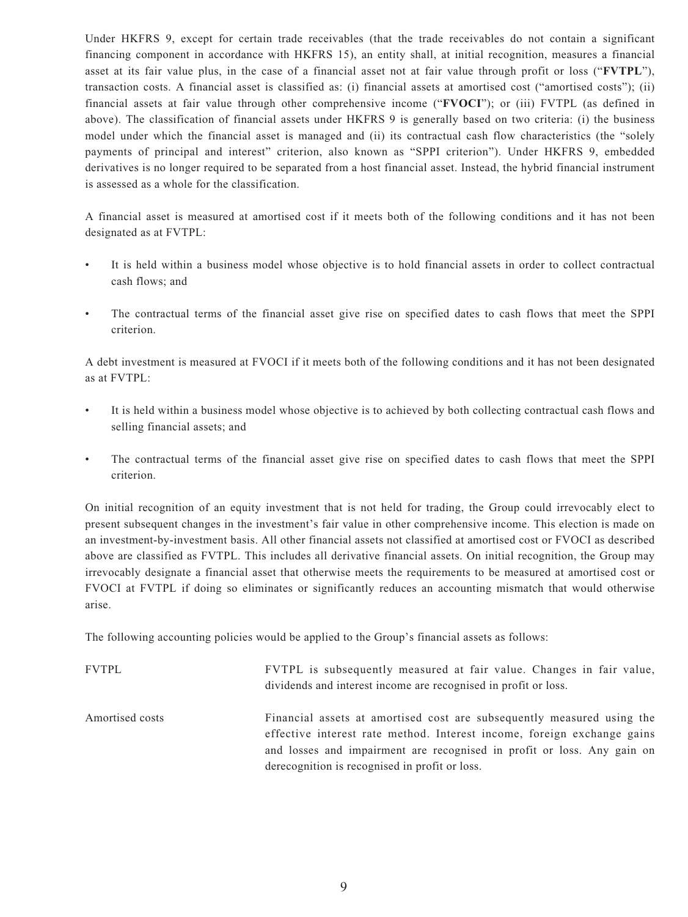Under HKFRS 9, except for certain trade receivables (that the trade receivables do not contain a significant financing component in accordance with HKFRS 15), an entity shall, at initial recognition, measures a financial asset at its fair value plus, in the case of a financial asset not at fair value through profit or loss ("**FVTPL**"), transaction costs. A financial asset is classified as: (i) financial assets at amortised cost ("amortised costs"); (ii) financial assets at fair value through other comprehensive income ("**FVOCI**"); or (iii) FVTPL (as defined in above). The classification of financial assets under HKFRS 9 is generally based on two criteria: (i) the business model under which the financial asset is managed and (ii) its contractual cash flow characteristics (the "solely payments of principal and interest" criterion, also known as "SPPI criterion"). Under HKFRS 9, embedded derivatives is no longer required to be separated from a host financial asset. Instead, the hybrid financial instrument is assessed as a whole for the classification.

A financial asset is measured at amortised cost if it meets both of the following conditions and it has not been designated as at FVTPL:

- It is held within a business model whose objective is to hold financial assets in order to collect contractual cash flows; and
- The contractual terms of the financial asset give rise on specified dates to cash flows that meet the SPPI criterion.

A debt investment is measured at FVOCI if it meets both of the following conditions and it has not been designated as at FVTPL:

- It is held within a business model whose objective is to achieved by both collecting contractual cash flows and selling financial assets; and
- The contractual terms of the financial asset give rise on specified dates to cash flows that meet the SPPI criterion.

On initial recognition of an equity investment that is not held for trading, the Group could irrevocably elect to present subsequent changes in the investment's fair value in other comprehensive income. This election is made on an investment-by-investment basis. All other financial assets not classified at amortised cost or FVOCI as described above are classified as FVTPL. This includes all derivative financial assets. On initial recognition, the Group may irrevocably designate a financial asset that otherwise meets the requirements to be measured at amortised cost or FVOCI at FVTPL if doing so eliminates or significantly reduces an accounting mismatch that would otherwise arise.

The following accounting policies would be applied to the Group's financial assets as follows:

| | |
|---|---|
| FVTPL | FVTPL is subsequently measured at fair value. Changes in fair value, dividends and interest income are recognised in profit or loss. |
| Amortised costs | Financial assets at amortised cost are subsequently measured using the effective interest rate method. Interest income, foreign exchange gains and losses and impairment are recognised in profit or loss. Any gain on derecognition is recognised in profit or loss. |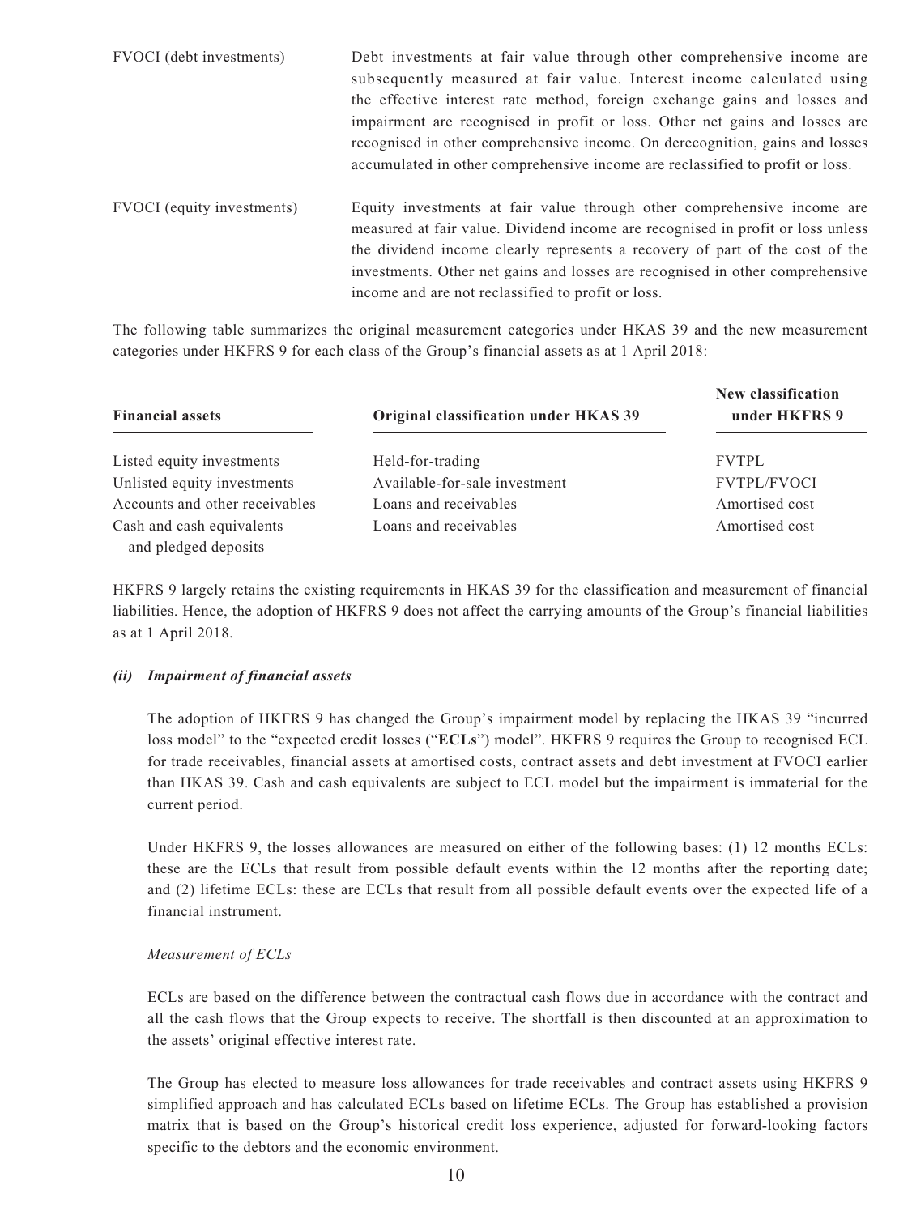| | |
|---|---|
| FVOCI (debt investments) | Debt investments at fair value through other comprehensive income are subsequently measured at fair value. Interest income calculated using the effective interest rate method, foreign exchange gains and losses and impairment are recognised in profit or loss. Other net gains and losses are recognised in other comprehensive income. On derecognition, gains and losses accumulated in other comprehensive income are reclassified to profit or loss. |
| FVOCI (equity investments) | Equity investments at fair value through other comprehensive income are measured at fair value. Dividend income are recognised in profit or loss unless the dividend income clearly represents a recovery of part of the cost of the investments. Other net gains and losses are recognised in other comprehensive income and are not reclassified to profit or loss. |

The following table summarizes the original measurement categories under HKAS 39 and the new measurement categories under HKFRS 9 for each class of the Group's financial assets as at 1 April 2018:

| Financial assets | Original classification under HKAS 39 | New classification under HKFRS 9 |
|---|---|---|
| Listed equity investments | Held-for-trading | FVTPL |
| Unlisted equity investments | Available-for-sale investment | FVTPL/FVOCI |
| Accounts and other receivables | Loans and receivables | Amortised cost |
| Cash and cash equivalents and pledged deposits | Loans and receivables | Amortised cost |

HKFRS 9 largely retains the existing requirements in HKAS 39 for the classification and measurement of financial liabilities. Hence, the adoption of HKFRS 9 does not affect the carrying amounts of the Group's financial liabilities as at 1 April 2018.

***(ii) Impairment of financial assets***

The adoption of HKFRS 9 has changed the Group's impairment model by replacing the HKAS 39 "incurred loss model" to the "expected credit losses ("**ECLs**") model". HKFRS 9 requires the Group to recognised ECL for trade receivables, financial assets at amortised costs, contract assets and debt investment at FVOCI earlier than HKAS 39. Cash and cash equivalents are subject to ECL model but the impairment is immaterial for the current period.

Under HKFRS 9, the losses allowances are measured on either of the following bases: (1) 12 months ECLs: these are the ECLs that result from possible default events within the 12 months after the reporting date; and (2) lifetime ECLs: these are ECLs that result from all possible default events over the expected life of a financial instrument.

*Measurement of ECLs*

ECLs are based on the difference between the contractual cash flows due in accordance with the contract and all the cash flows that the Group expects to receive. The shortfall is then discounted at an approximation to the assets' original effective interest rate.

The Group has elected to measure loss allowances for trade receivables and contract assets using HKFRS 9 simplified approach and has calculated ECLs based on lifetime ECLs. The Group has established a provision matrix that is based on the Group's historical credit loss experience, adjusted for forward-looking factors specific to the debtors and the economic environment.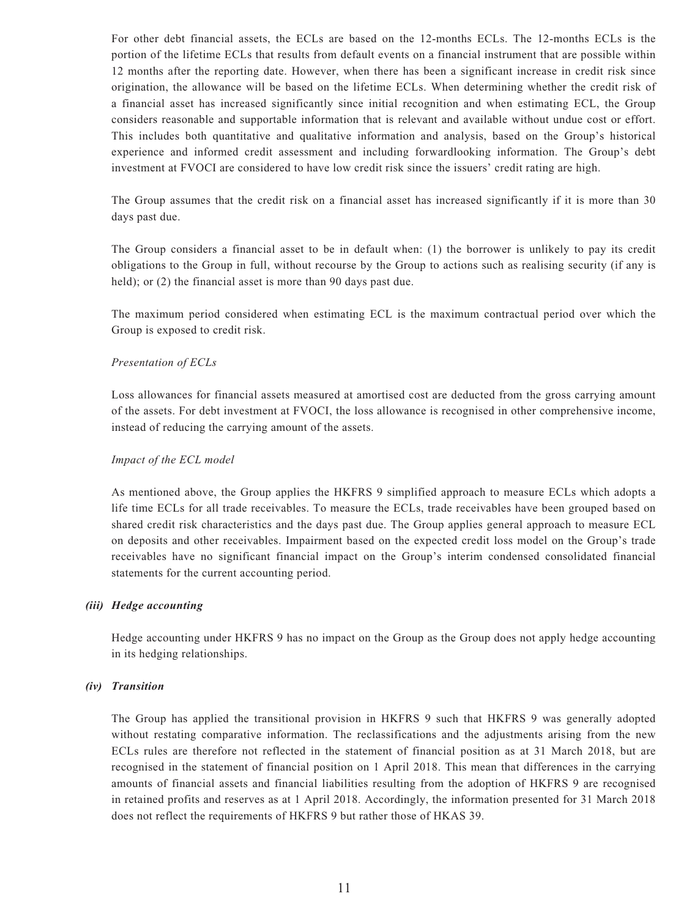For other debt financial assets, the ECLs are based on the 12-months ECLs. The 12-months ECLs is the portion of the lifetime ECLs that results from default events on a financial instrument that are possible within 12 months after the reporting date. However, when there has been a significant increase in credit risk since origination, the allowance will be based on the lifetime ECLs. When determining whether the credit risk of a financial asset has increased significantly since initial recognition and when estimating ECL, the Group considers reasonable and supportable information that is relevant and available without undue cost or effort. This includes both quantitative and qualitative information and analysis, based on the Group's historical experience and informed credit assessment and including forwardlooking information. The Group's debt investment at FVOCI are considered to have low credit risk since the issuers' credit rating are high.

The Group assumes that the credit risk on a financial asset has increased significantly if it is more than 30 days past due.

The Group considers a financial asset to be in default when: (1) the borrower is unlikely to pay its credit obligations to the Group in full, without recourse by the Group to actions such as realising security (if any is held); or (2) the financial asset is more than 90 days past due.

The maximum period considered when estimating ECL is the maximum contractual period over which the Group is exposed to credit risk.

*Presentation of ECLs*

Loss allowances for financial assets measured at amortised cost are deducted from the gross carrying amount of the assets. For debt investment at FVOCI, the loss allowance is recognised in other comprehensive income, instead of reducing the carrying amount of the assets.

*Impact of the ECL model*

As mentioned above, the Group applies the HKFRS 9 simplified approach to measure ECLs which adopts a life time ECLs for all trade receivables. To measure the ECLs, trade receivables have been grouped based on shared credit risk characteristics and the days past due. The Group applies general approach to measure ECL on deposits and other receivables. Impairment based on the expected credit loss model on the Group's trade receivables have no significant financial impact on the Group's interim condensed consolidated financial statements for the current accounting period.

***(iii) Hedge accounting***

Hedge accounting under HKFRS 9 has no impact on the Group as the Group does not apply hedge accounting in its hedging relationships.

***(iv) Transition***

The Group has applied the transitional provision in HKFRS 9 such that HKFRS 9 was generally adopted without restating comparative information. The reclassifications and the adjustments arising from the new ECLs rules are therefore not reflected in the statement of financial position as at 31 March 2018, but are recognised in the statement of financial position on 1 April 2018. This mean that differences in the carrying amounts of financial assets and financial liabilities resulting from the adoption of HKFRS 9 are recognised in retained profits and reserves as at 1 April 2018. Accordingly, the information presented for 31 March 2018 does not reflect the requirements of HKFRS 9 but rather those of HKAS 39.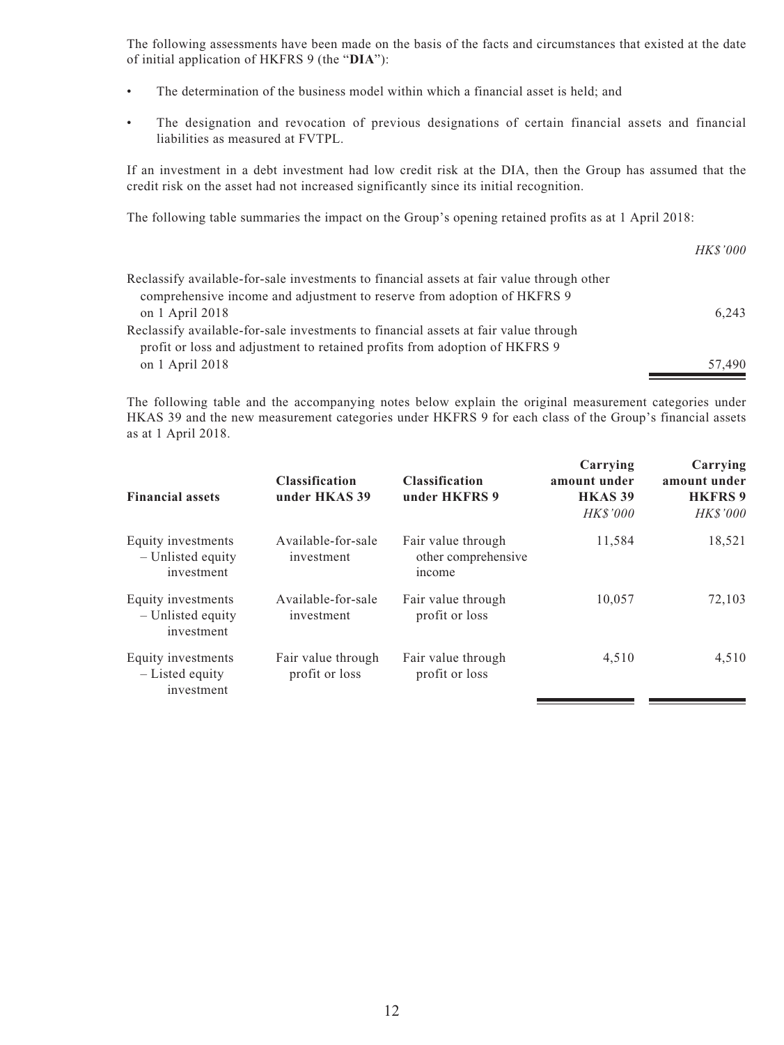The following assessments have been made on the basis of the facts and circumstances that existed at the date of initial application of HKFRS 9 (the "**DIA**"):

- The determination of the business model within which a financial asset is held; and
- The designation and revocation of previous designations of certain financial assets and financial liabilities as measured at FVTPL.

If an investment in a debt investment had low credit risk at the DIA, then the Group has assumed that the credit risk on the asset had not increased significantly since its initial recognition.

The following table summaries the impact on the Group's opening retained profits as at 1 April 2018:

| | *HK$'000* |
|---|---|
| Reclassify available-for-sale investments to financial assets at fair value through other comprehensive income and adjustment to reserve from adoption of HKFRS 9 on 1 April 2018 | 6,243 |
| Reclassify available-for-sale investments to financial assets at fair value through profit or loss and adjustment to retained profits from adoption of HKFRS 9 on 1 April 2018 | 57,490 |

The following table and the accompanying notes below explain the original measurement categories under HKAS 39 and the new measurement categories under HKFRS 9 for each class of the Group's financial assets as at 1 April 2018.

| **Financial assets** | **Classification under HKAS 39** | **Classification under HKFRS 9** | **Carrying amount under HKAS 39** *HK$'000* | **Carrying amount under HKFRS 9** *HK$'000* |
|---|---|---|---|---|
| Equity investments – Unlisted equity investment | Available-for-sale investment | Fair value through other comprehensive income | 11,584 | 18,521 |
| Equity investments – Unlisted equity investment | Available-for-sale investment | Fair value through profit or loss | 10,057 | 72,103 |
| Equity investments – Listed equity investment | Fair value through profit or loss | Fair value through profit or loss | 4,510 | 4,510 |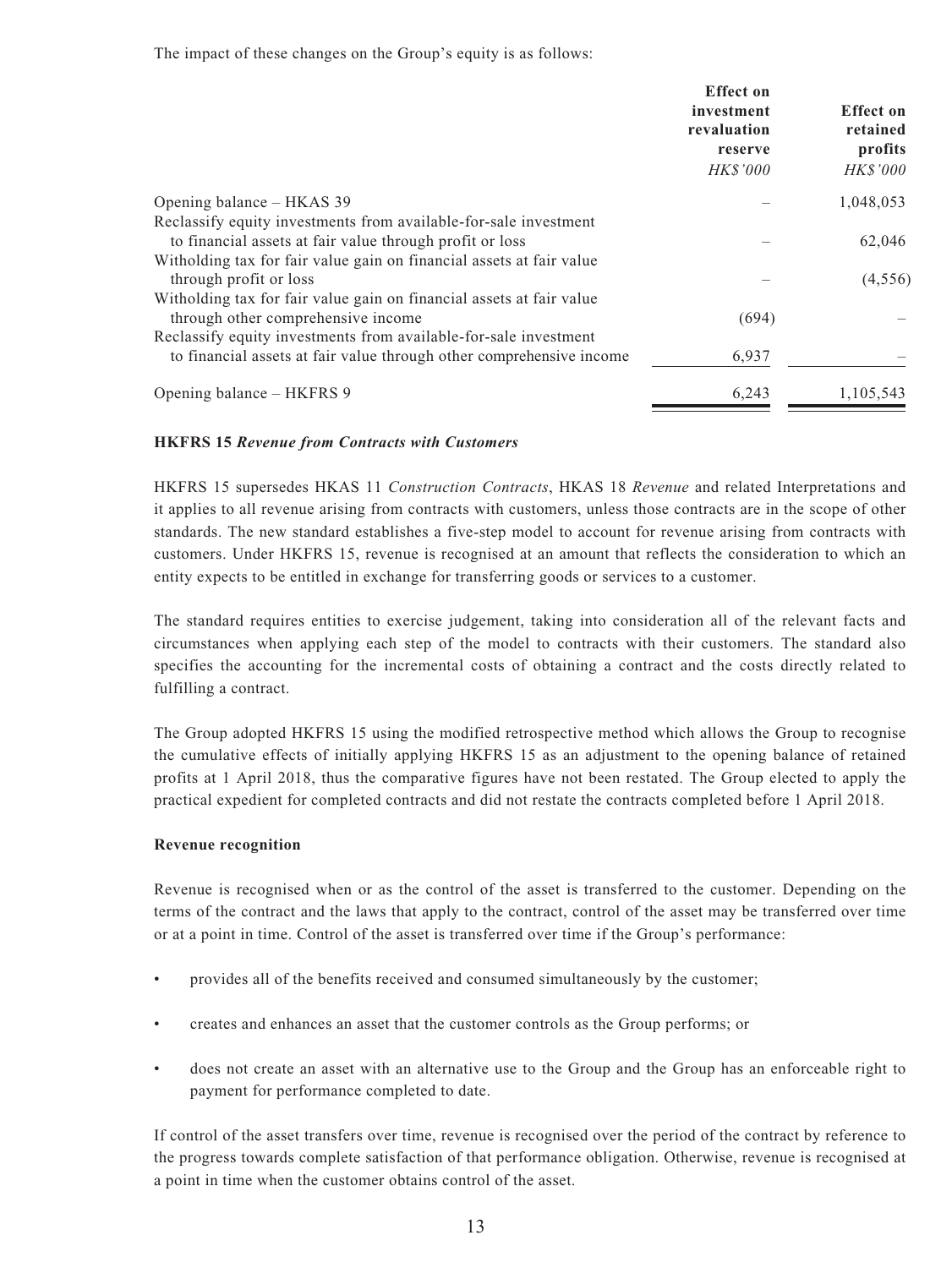The impact of these changes on the Group's equity is as follows:

| | Effect on investment revaluation reserve *HK$'000* | Effect on retained profits *HK$'000* |
|---|---|---|
| Opening balance – HKAS 39 | – | 1,048,053 |
| Reclassify equity investments from available-for-sale investment to financial assets at fair value through profit or loss | – | 62,046 |
| Witholding tax for fair value gain on financial assets at fair value through profit or loss | – | (4,556) |
| Witholding tax for fair value gain on financial assets at fair value through other comprehensive income | (694) | – |
| Reclassify equity investments from available-for-sale investment to financial assets at fair value through other comprehensive income | 6,937 | – |
| Opening balance – HKFRS 9 | 6,243 | 1,105,543 |

**HKFRS 15 *Revenue from Contracts with Customers***

HKFRS 15 supersedes HKAS 11 *Construction Contracts*, HKAS 18 *Revenue* and related Interpretations and it applies to all revenue arising from contracts with customers, unless those contracts are in the scope of other standards. The new standard establishes a five-step model to account for revenue arising from contracts with customers. Under HKFRS 15, revenue is recognised at an amount that reflects the consideration to which an entity expects to be entitled in exchange for transferring goods or services to a customer.

The standard requires entities to exercise judgement, taking into consideration all of the relevant facts and circumstances when applying each step of the model to contracts with their customers. The standard also specifies the accounting for the incremental costs of obtaining a contract and the costs directly related to fulfilling a contract.

The Group adopted HKFRS 15 using the modified retrospective method which allows the Group to recognise the cumulative effects of initially applying HKFRS 15 as an adjustment to the opening balance of retained profits at 1 April 2018, thus the comparative figures have not been restated. The Group elected to apply the practical expedient for completed contracts and did not restate the contracts completed before 1 April 2018.

**Revenue recognition**

Revenue is recognised when or as the control of the asset is transferred to the customer. Depending on the terms of the contract and the laws that apply to the contract, control of the asset may be transferred over time or at a point in time. Control of the asset is transferred over time if the Group's performance:

- provides all of the benefits received and consumed simultaneously by the customer;
- creates and enhances an asset that the customer controls as the Group performs; or
- does not create an asset with an alternative use to the Group and the Group has an enforceable right to payment for performance completed to date.

If control of the asset transfers over time, revenue is recognised over the period of the contract by reference to the progress towards complete satisfaction of that performance obligation. Otherwise, revenue is recognised at a point in time when the customer obtains control of the asset.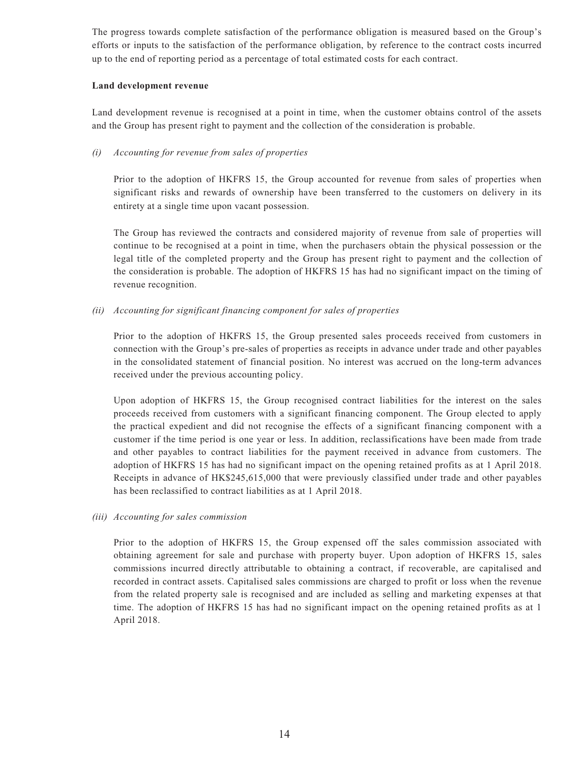The progress towards complete satisfaction of the performance obligation is measured based on the Group's efforts or inputs to the satisfaction of the performance obligation, by reference to the contract costs incurred up to the end of reporting period as a percentage of total estimated costs for each contract.

**Land development revenue**

Land development revenue is recognised at a point in time, when the customer obtains control of the assets and the Group has present right to payment and the collection of the consideration is probable.

*(i) Accounting for revenue from sales of properties*

Prior to the adoption of HKFRS 15, the Group accounted for revenue from sales of properties when significant risks and rewards of ownership have been transferred to the customers on delivery in its entirety at a single time upon vacant possession.

The Group has reviewed the contracts and considered majority of revenue from sale of properties will continue to be recognised at a point in time, when the purchasers obtain the physical possession or the legal title of the completed property and the Group has present right to payment and the collection of the consideration is probable. The adoption of HKFRS 15 has had no significant impact on the timing of revenue recognition.

*(ii) Accounting for significant financing component for sales of properties*

Prior to the adoption of HKFRS 15, the Group presented sales proceeds received from customers in connection with the Group's pre-sales of properties as receipts in advance under trade and other payables in the consolidated statement of financial position. No interest was accrued on the long-term advances received under the previous accounting policy.

Upon adoption of HKFRS 15, the Group recognised contract liabilities for the interest on the sales proceeds received from customers with a significant financing component. The Group elected to apply the practical expedient and did not recognise the effects of a significant financing component with a customer if the time period is one year or less. In addition, reclassifications have been made from trade and other payables to contract liabilities for the payment received in advance from customers. The adoption of HKFRS 15 has had no significant impact on the opening retained profits as at 1 April 2018. Receipts in advance of HK$245,615,000 that were previously classified under trade and other payables has been reclassified to contract liabilities as at 1 April 2018.

*(iii) Accounting for sales commission*

Prior to the adoption of HKFRS 15, the Group expensed off the sales commission associated with obtaining agreement for sale and purchase with property buyer. Upon adoption of HKFRS 15, sales commissions incurred directly attributable to obtaining a contract, if recoverable, are capitalised and recorded in contract assets. Capitalised sales commissions are charged to profit or loss when the revenue from the related property sale is recognised and are included as selling and marketing expenses at that time. The adoption of HKFRS 15 has had no significant impact on the opening retained profits as at 1 April 2018.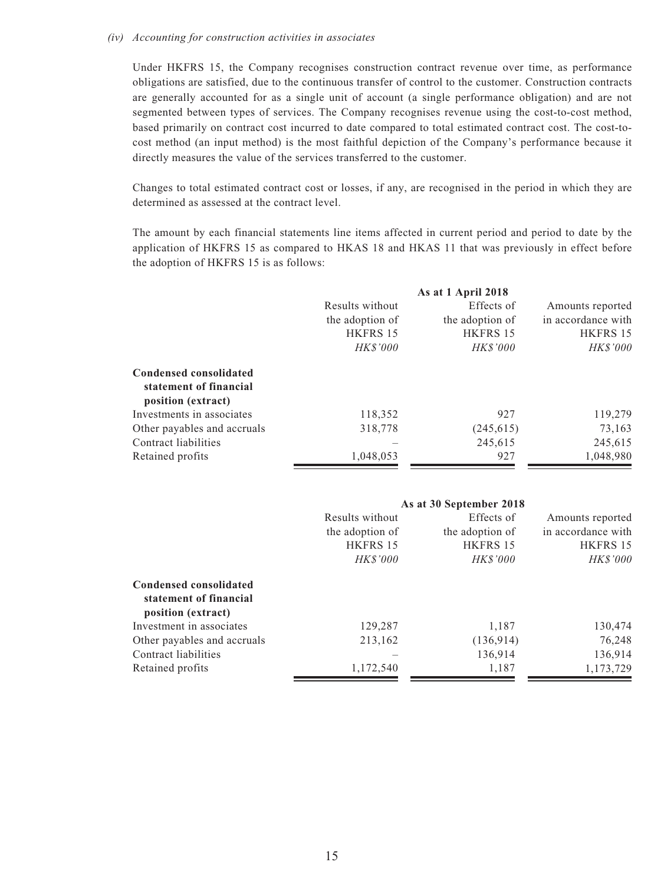*(iv) Accounting for construction activities in associates*

Under HKFRS 15, the Company recognises construction contract revenue over time, as performance obligations are satisfied, due to the continuous transfer of control to the customer. Construction contracts are generally accounted for as a single unit of account (a single performance obligation) and are not segmented between types of services. The Company recognises revenue using the cost-to-cost method, based primarily on contract cost incurred to date compared to total estimated contract cost. The cost-to-cost method (an input method) is the most faithful depiction of the Company's performance because it directly measures the value of the services transferred to the customer.

Changes to total estimated contract cost or losses, if any, are recognised in the period in which they are determined as assessed at the contract level.

The amount by each financial statements line items affected in current period and period to date by the application of HKFRS 15 as compared to HKAS 18 and HKAS 11 that was previously in effect before the adoption of HKFRS 15 is as follows:

| | As at 1 April 2018 | | |
|---|---|---|---|
| | Results without the adoption of HKFRS 15 | Effects of the adoption of HKFRS 15 | Amounts reported in accordance with HKFRS 15 |
| | *HK$'000* | *HK$'000* | *HK$'000* |
| **Condensed consolidated statement of financial position (extract)** | | | |
| Investments in associates | 118,352 | 927 | 119,279 |
| Other payables and accruals | 318,778 | (245,615) | 73,163 |
| Contract liabilities | – | 245,615 | 245,615 |
| Retained profits | 1,048,053 | 927 | 1,048,980 |

| | As at 30 September 2018 | | |
|---|---|---|---|
| | Results without the adoption of HKFRS 15 | Effects of the adoption of HKFRS 15 | Amounts reported in accordance with HKFRS 15 |
| | *HK$'000* | *HK$'000* | *HK$'000* |
| **Condensed consolidated statement of financial position (extract)** | | | |
| Investment in associates | 129,287 | 1,187 | 130,474 |
| Other payables and accruals | 213,162 | (136,914) | 76,248 |
| Contract liabilities | – | 136,914 | 136,914 |
| Retained profits | 1,172,540 | 1,187 | 1,173,729 |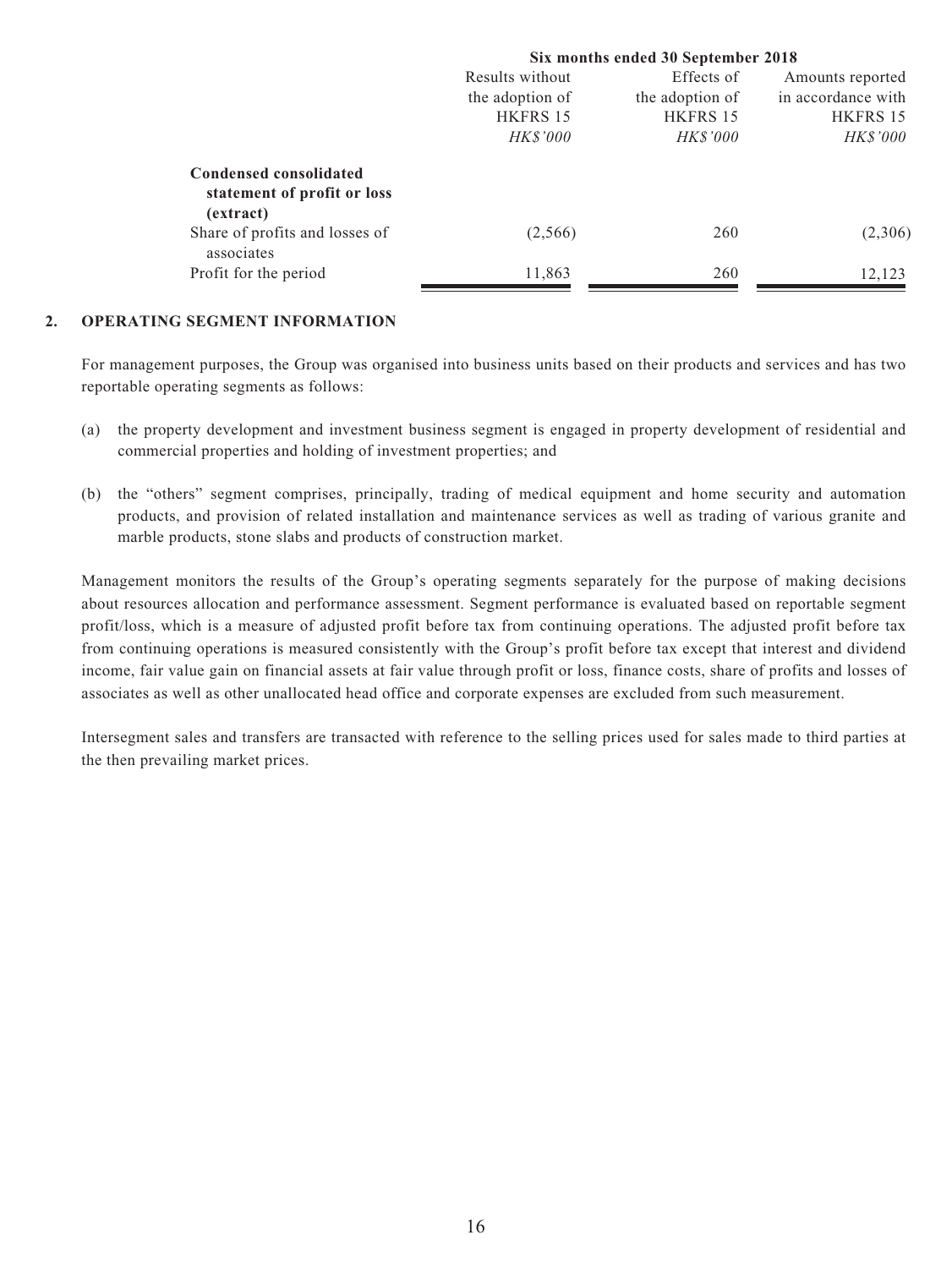| | Six months ended 30 September 2018 | | |
|---|---|---|---|
| | Results without the adoption of HKFRS 15 | Effects of the adoption of HKFRS 15 | Amounts reported in accordance with HKFRS 15 |
| | *HK$'000* | *HK$'000* | *HK$'000* |
| **Condensed consolidated statement of profit or loss (extract)** | | | |
| Share of profits and losses of associates | (2,566) | 260 | (2,306) |
| Profit for the period | 11,863 | 260 | 12,123 |

## 2. OPERATING SEGMENT INFORMATION

For management purposes, the Group was organised into business units based on their products and services and has two reportable operating segments as follows:

(a) the property development and investment business segment is engaged in property development of residential and commercial properties and holding of investment properties; and

(b) the "others" segment comprises, principally, trading of medical equipment and home security and automation products, and provision of related installation and maintenance services as well as trading of various granite and marble products, stone slabs and products of construction market.

Management monitors the results of the Group's operating segments separately for the purpose of making decisions about resources allocation and performance assessment. Segment performance is evaluated based on reportable segment profit/loss, which is a measure of adjusted profit before tax from continuing operations. The adjusted profit before tax from continuing operations is measured consistently with the Group's profit before tax except that interest and dividend income, fair value gain on financial assets at fair value through profit or loss, finance costs, share of profits and losses of associates as well as other unallocated head office and corporate expenses are excluded from such measurement.

Intersegment sales and transfers are transacted with reference to the selling prices used for sales made to third parties at the then prevailing market prices.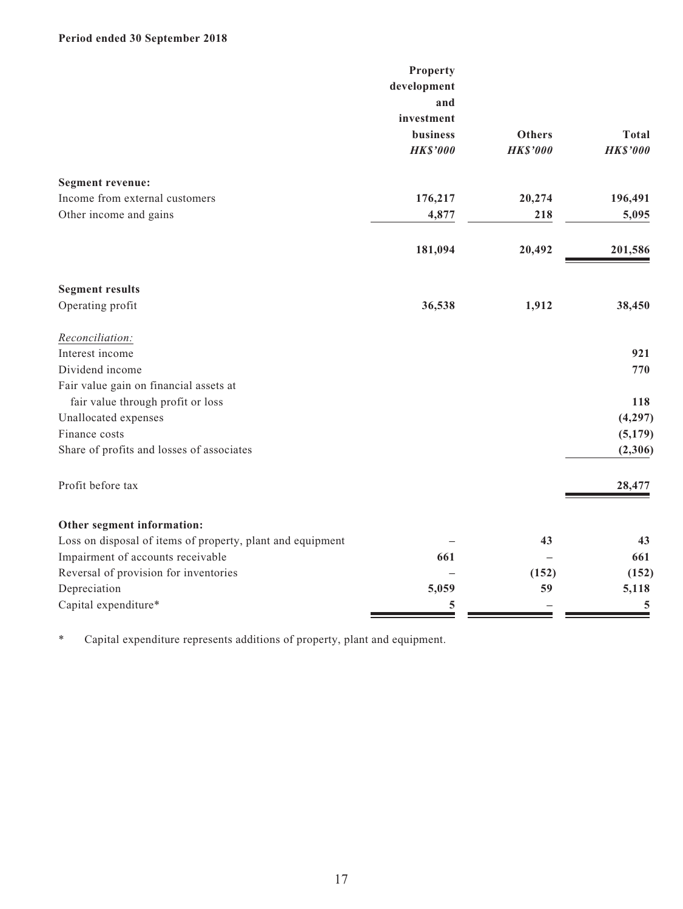**Period ended 30 September 2018**

| | Property development and investment business | Others | Total |
|---|---|---|---|
| | *HK$'000* | *HK$'000* | *HK$'000* |
| **Segment revenue:** | | | |
| Income from external customers | 176,217 | 20,274 | 196,491 |
| Other income and gains | 4,877 | 218 | 5,095 |
| | 181,094 | 20,492 | 201,586 |
| **Segment results** | | | |
| Operating profit | 36,538 | 1,912 | 38,450 |
| *Reconciliation:* | | | |
| Interest income | | | 921 |
| Dividend income | | | 770 |
| Fair value gain on financial assets at fair value through profit or loss | | | 118 |
| Unallocated expenses | | | (4,297) |
| Finance costs | | | (5,179) |
| Share of profits and losses of associates | | | (2,306) |
| Profit before tax | | | 28,477 |
| **Other segment information:** | | | |
| Loss on disposal of items of property, plant and equipment | – | 43 | 43 |
| Impairment of accounts receivable | 661 | – | 661 |
| Reversal of provision for inventories | – | (152) | (152) |
| Depreciation | 5,059 | 59 | 5,118 |
| Capital expenditure* | 5 | – | 5 |

\* Capital expenditure represents additions of property, plant and equipment.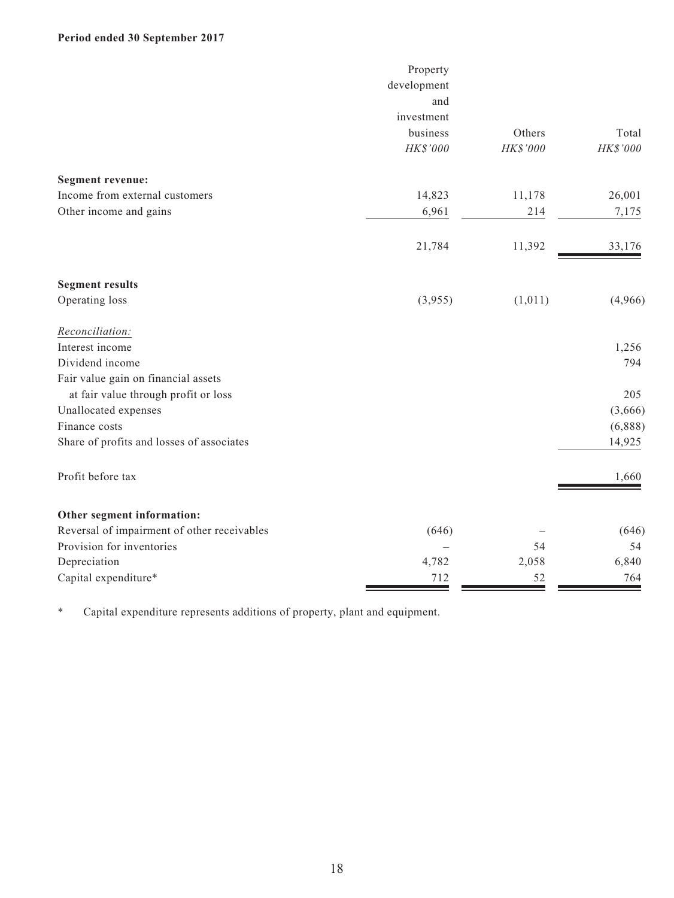**Period ended 30 September 2017**

| | Property development and investment business | Others | Total |
|---|---|---|---|
| | *HK$'000* | *HK$'000* | *HK$'000* |
| **Segment revenue:** | | | |
| Income from external customers | 14,823 | 11,178 | 26,001 |
| Other income and gains | 6,961 | 214 | 7,175 |
| | 21,784 | 11,392 | 33,176 |
| **Segment results** | | | |
| Operating loss | (3,955) | (1,011) | (4,966) |
| *Reconciliation:* | | | |
| Interest income | | | 1,256 |
| Dividend income | | | 794 |
| Fair value gain on financial assets at fair value through profit or loss | | | 205 |
| Unallocated expenses | | | (3,666) |
| Finance costs | | | (6,888) |
| Share of profits and losses of associates | | | 14,925 |
| Profit before tax | | | 1,660 |
| **Other segment information:** | | | |
| Reversal of impairment of other receivables | (646) | – | (646) |
| Provision for inventories | – | 54 | 54 |
| Depreciation | 4,782 | 2,058 | 6,840 |
| Capital expenditure* | 712 | 52 | 764 |

\* Capital expenditure represents additions of property, plant and equipment.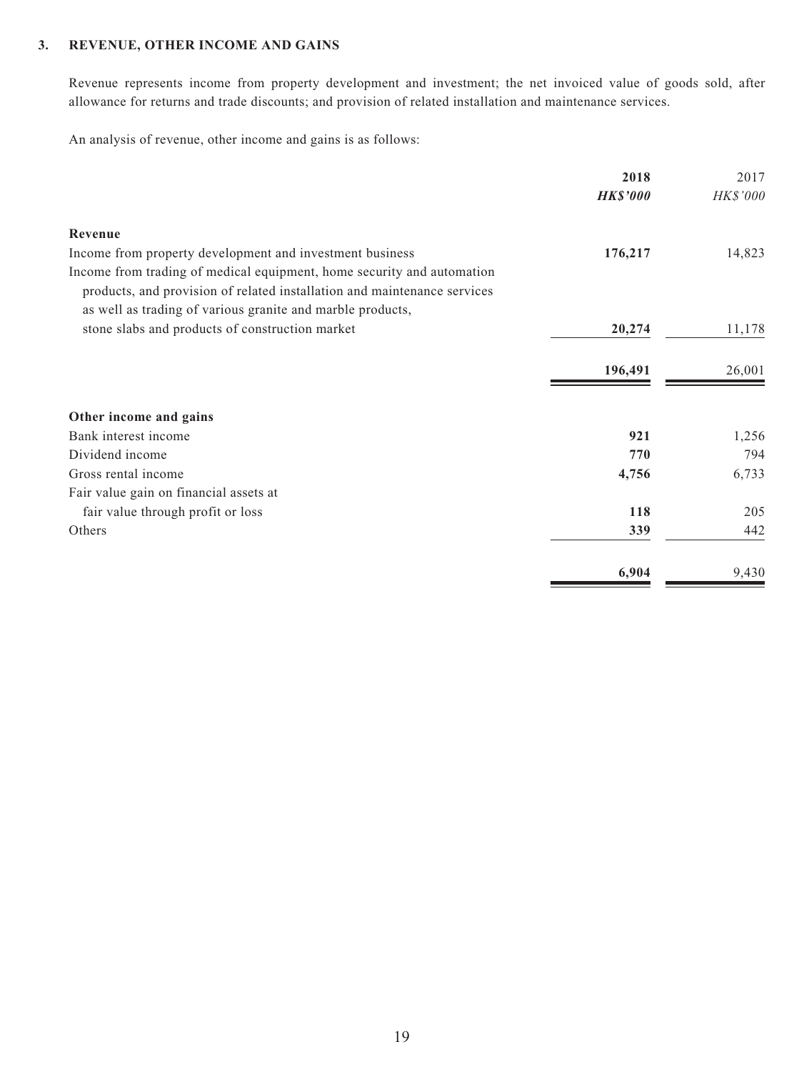### 3. REVENUE, OTHER INCOME AND GAINS

Revenue represents income from property development and investment; the net invoiced value of goods sold, after allowance for returns and trade discounts; and provision of related installation and maintenance services.

An analysis of revenue, other income and gains is as follows:

| | **2018** | 2017 |
|---|---|---|
| | ***HK$'000*** | *HK$'000* |
| **Revenue** | | |
| Income from property development and investment business | **176,217** | 14,823 |
| Income from trading of medical equipment, home security and automation products, and provision of related installation and maintenance services as well as trading of various granite and marble products, stone slabs and products of construction market | **20,274** | 11,178 |
| | **196,491** | 26,001 |
| **Other income and gains** | | |
| Bank interest income | **921** | 1,256 |
| Dividend income | **770** | 794 |
| Gross rental income | **4,756** | 6,733 |
| Fair value gain on financial assets at fair value through profit or loss | **118** | 205 |
| Others | **339** | 442 |
| | **6,904** | 9,430 |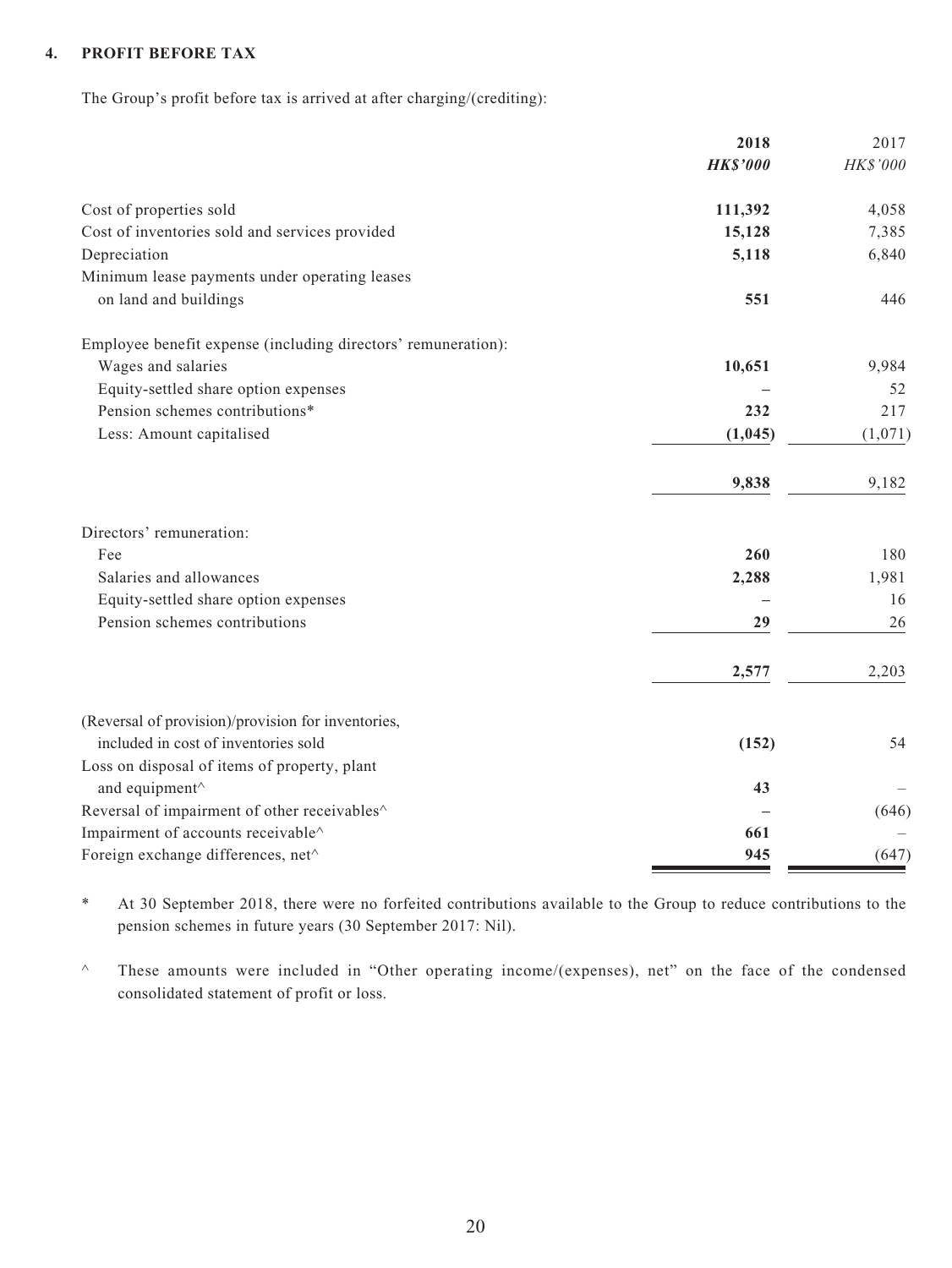## 4. PROFIT BEFORE TAX

The Group's profit before tax is arrived at after charging/(crediting):

| | 2018<br>HK$'000 | 2017<br>HK$'000 |
|---|---|---|
| Cost of properties sold | **111,392** | 4,058 |
| Cost of inventories sold and services provided | **15,128** | 7,385 |
| Depreciation | **5,118** | 6,840 |
| Minimum lease payments under operating leases on land and buildings | **551** | 446 |
| Employee benefit expense (including directors' remuneration): | | |
| Wages and salaries | **10,651** | 9,984 |
| Equity-settled share option expenses | **–** | 52 |
| Pension schemes contributions* | **232** | 217 |
| Less: Amount capitalised | **(1,045)** | (1,071) |
| | **9,838** | 9,182 |
| Directors' remuneration: | | |
| Fee | **260** | 180 |
| Salaries and allowances | **2,288** | 1,981 |
| Equity-settled share option expenses | **–** | 16 |
| Pension schemes contributions | **29** | 26 |
| | **2,577** | 2,203 |
| (Reversal of provision)/provision for inventories, included in cost of inventories sold | **(152)** | 54 |
| Loss on disposal of items of property, plant and equipment^ | **43** | – |
| Reversal of impairment of other receivables^ | **–** | (646) |
| Impairment of accounts receivable^ | **661** | – |
| Foreign exchange differences, net^ | **945** | (647) |

\* At 30 September 2018, there were no forfeited contributions available to the Group to reduce contributions to the pension schemes in future years (30 September 2017: Nil).

^ These amounts were included in "Other operating income/(expenses), net" on the face of the condensed consolidated statement of profit or loss.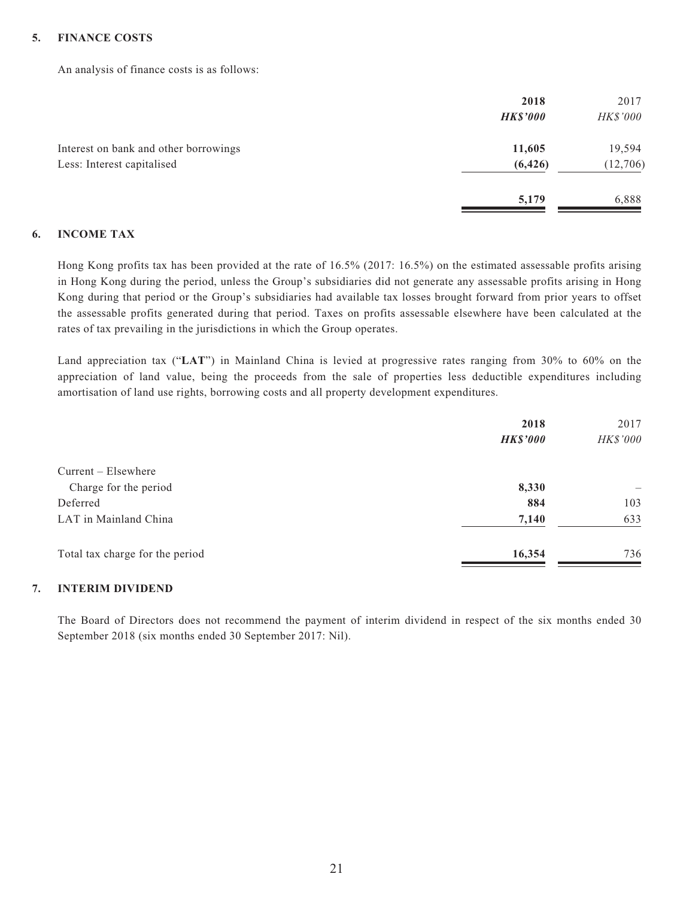## 5. FINANCE COSTS

An analysis of finance costs is as follows:

| | 2018 | 2017 |
|---|---|---|
| | ***HK$'000*** | *HK$'000* |
| Interest on bank and other borrowings | **11,605** | 19,594 |
| Less: Interest capitalised | **(6,426)** | (12,706) |
| | **5,179** | 6,888 |

## 6. INCOME TAX

Hong Kong profits tax has been provided at the rate of 16.5% (2017: 16.5%) on the estimated assessable profits arising in Hong Kong during the period, unless the Group's subsidiaries did not generate any assessable profits arising in Hong Kong during that period or the Group's subsidiaries had available tax losses brought forward from prior years to offset the assessable profits generated during that period. Taxes on profits assessable elsewhere have been calculated at the rates of tax prevailing in the jurisdictions in which the Group operates.

Land appreciation tax ("**LAT**") in Mainland China is levied at progressive rates ranging from 30% to 60% on the appreciation of land value, being the proceeds from the sale of properties less deductible expenditures including amortisation of land use rights, borrowing costs and all property development expenditures.

| | 2018 | 2017 |
|---|---|---|
| | ***HK$'000*** | *HK$'000* |
| Current – Elsewhere | | |
| Charge for the period | **8,330** | – |
| Deferred | **884** | 103 |
| LAT in Mainland China | **7,140** | 633 |
| Total tax charge for the period | **16,354** | 736 |

## 7. INTERIM DIVIDEND

The Board of Directors does not recommend the payment of interim dividend in respect of the six months ended 30 September 2018 (six months ended 30 September 2017: Nil).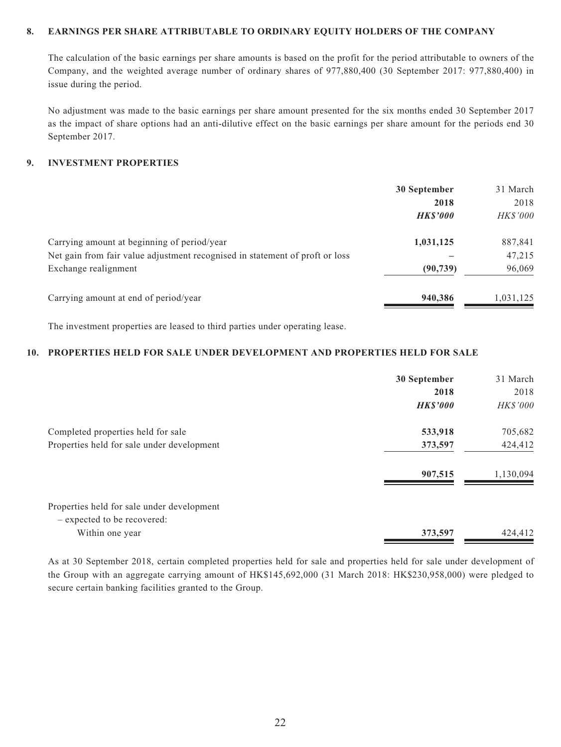## 8. EARNINGS PER SHARE ATTRIBUTABLE TO ORDINARY EQUITY HOLDERS OF THE COMPANY

The calculation of the basic earnings per share amounts is based on the profit for the period attributable to owners of the Company, and the weighted average number of ordinary shares of 977,880,400 (30 September 2017: 977,880,400) in issue during the period.

No adjustment was made to the basic earnings per share amount presented for the six months ended 30 September 2017 as the impact of share options had an anti-dilutive effect on the basic earnings per share amount for the periods end 30 September 2017.

## 9. INVESTMENT PROPERTIES

| | **30 September 2018** | 31 March 2018 |
|---|---|---|
| | ***HK$'000*** | *HK$'000* |
| Carrying amount at beginning of period/year | **1,031,125** | 887,841 |
| Net gain from fair value adjustment recognised in statement of proft or loss | **–** | 47,215 |
| Exchange realignment | **(90,739)** | 96,069 |
| Carrying amount at end of period/year | **940,386** | 1,031,125 |

The investment properties are leased to third parties under operating lease.

## 10. PROPERTIES HELD FOR SALE UNDER DEVELOPMENT AND PROPERTIES HELD FOR SALE

| | **30 September 2018** | 31 March 2018 |
|---|---|---|
| | ***HK$'000*** | *HK$'000* |
| Completed properties held for sale | **533,918** | 705,682 |
| Properties held for sale under development | **373,597** | 424,412 |
| | **907,515** | 1,130,094 |
| Properties held for sale under development – expected to be recovered: | | |
| Within one year | **373,597** | 424,412 |

As at 30 September 2018, certain completed properties held for sale and properties held for sale under development of the Group with an aggregate carrying amount of HK$145,692,000 (31 March 2018: HK$230,958,000) were pledged to secure certain banking facilities granted to the Group.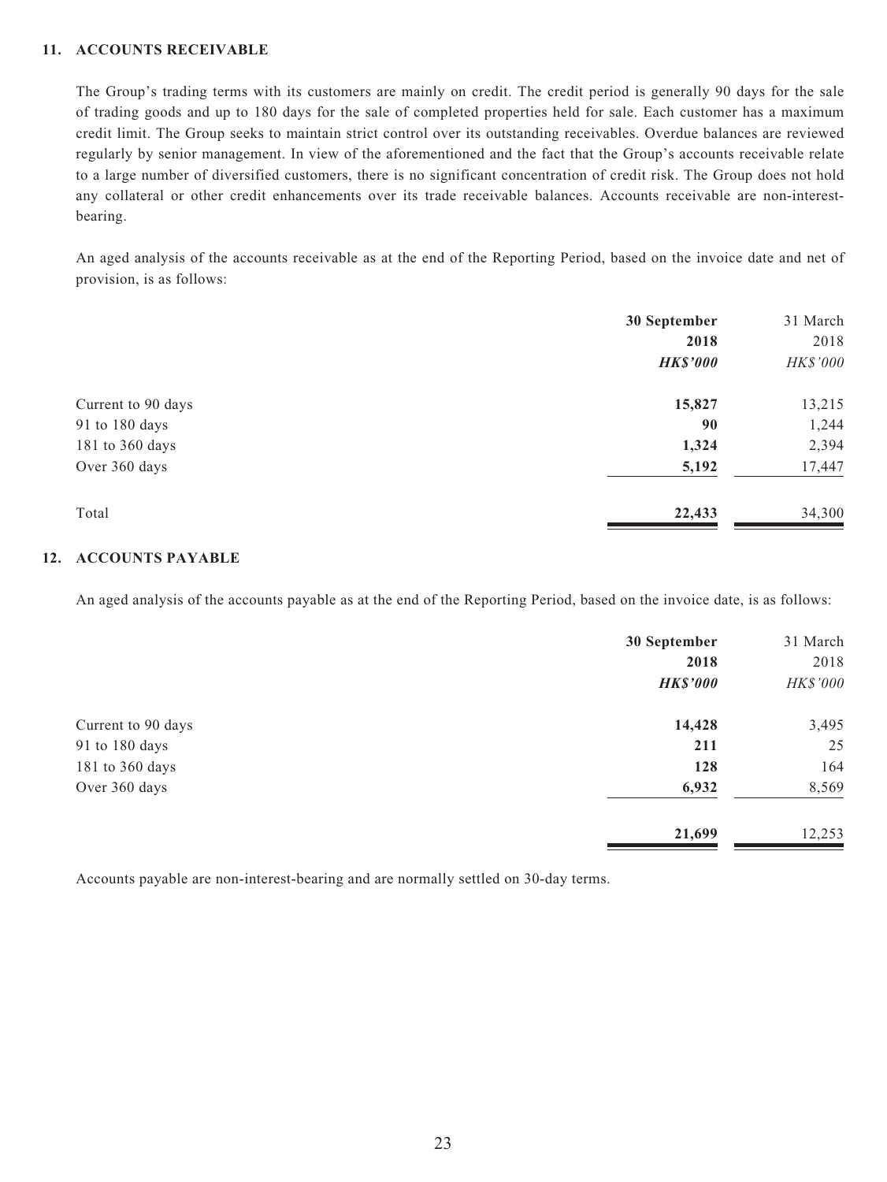## 11. ACCOUNTS RECEIVABLE

The Group's trading terms with its customers are mainly on credit. The credit period is generally 90 days for the sale of trading goods and up to 180 days for the sale of completed properties held for sale. Each customer has a maximum credit limit. The Group seeks to maintain strict control over its outstanding receivables. Overdue balances are reviewed regularly by senior management. In view of the aforementioned and the fact that the Group's accounts receivable relate to a large number of diversified customers, there is no significant concentration of credit risk. The Group does not hold any collateral or other credit enhancements over its trade receivable balances. Accounts receivable are non-interest-bearing.

An aged analysis of the accounts receivable as at the end of the Reporting Period, based on the invoice date and net of provision, is as follows:

| | 30 September 2018 | 31 March 2018 |
|---|---|---|
| | ***HK$'000*** | *HK$'000* |
| Current to 90 days | **15,827** | 13,215 |
| 91 to 180 days | **90** | 1,244 |
| 181 to 360 days | **1,324** | 2,394 |
| Over 360 days | **5,192** | 17,447 |
| Total | **22,433** | 34,300 |

## 12. ACCOUNTS PAYABLE

An aged analysis of the accounts payable as at the end of the Reporting Period, based on the invoice date, is as follows:

| | 30 September 2018 | 31 March 2018 |
|---|---|---|
| | ***HK$'000*** | *HK$'000* |
| Current to 90 days | **14,428** | 3,495 |
| 91 to 180 days | **211** | 25 |
| 181 to 360 days | **128** | 164 |
| Over 360 days | **6,932** | 8,569 |
| | **21,699** | 12,253 |

Accounts payable are non-interest-bearing and are normally settled on 30-day terms.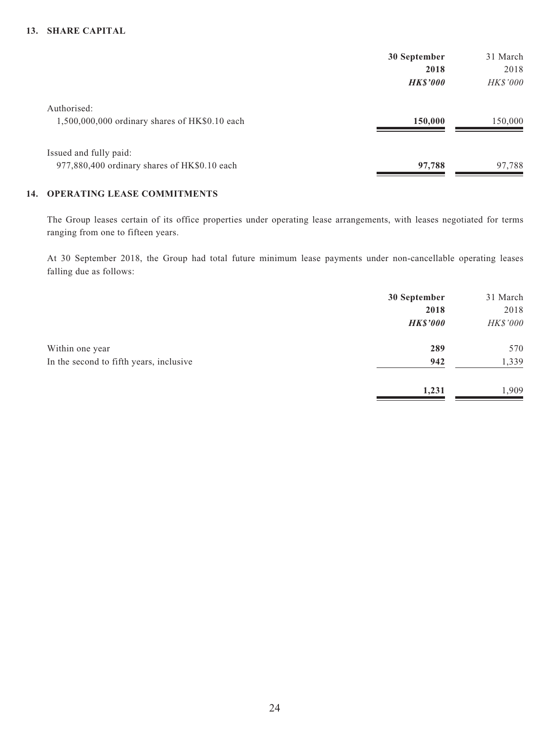### 13. SHARE CAPITAL

| | 30 September 2018 | 31 March 2018 |
|---|---|---|
| | ***HK$'000*** | *HK$'000* |
| Authorised: | | |
| 1,500,000,000 ordinary shares of HK$0.10 each | **150,000** | 150,000 |
| Issued and fully paid: | | |
| 977,880,400 ordinary shares of HK$0.10 each | **97,788** | 97,788 |

### 14. OPERATING LEASE COMMITMENTS

The Group leases certain of its office properties under operating lease arrangements, with leases negotiated for terms ranging from one to fifteen years.

At 30 September 2018, the Group had total future minimum lease payments under non-cancellable operating leases falling due as follows:

| | 30 September 2018 | 31 March 2018 |
|---|---|---|
| | ***HK$'000*** | *HK$'000* |
| Within one year | **289** | 570 |
| In the second to fifth years, inclusive | **942** | 1,339 |
| | **1,231** | 1,909 |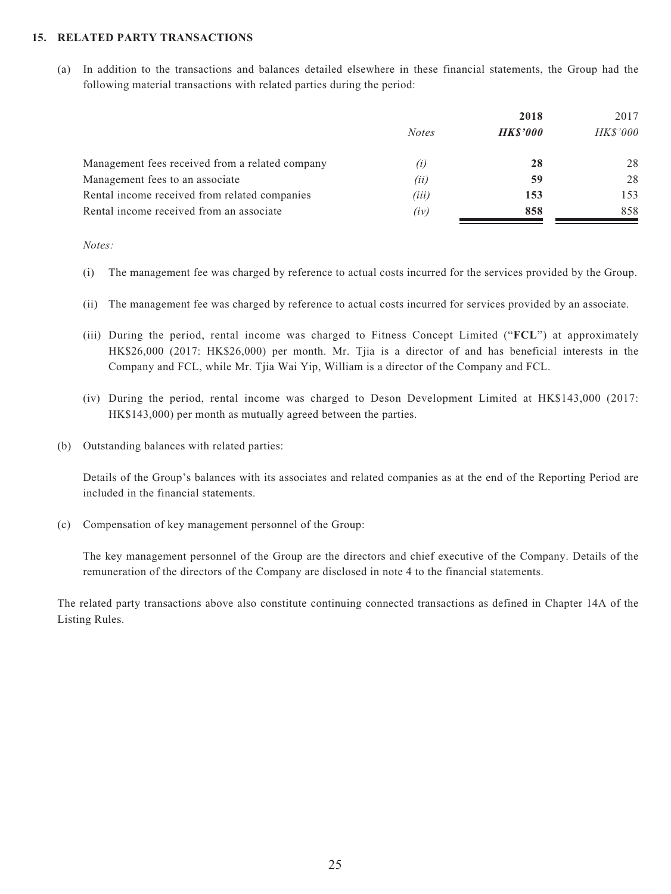## 15. RELATED PARTY TRANSACTIONS

(a) In addition to the transactions and balances detailed elsewhere in these financial statements, the Group had the following material transactions with related parties during the period:

| | *Notes* | **2018** | 2017 |
|---|---|---|---|
| | | ***HK$'000*** | *HK$'000* |
| Management fees received from a related company | *(i)* | **28** | 28 |
| Management fees to an associate | *(ii)* | **59** | 28 |
| Rental income received from related companies | *(iii)* | **153** | 153 |
| Rental income received from an associate | *(iv)* | **858** | 858 |

*Notes:*

(i) The management fee was charged by reference to actual costs incurred for the services provided by the Group.

(ii) The management fee was charged by reference to actual costs incurred for services provided by an associate.

(iii) During the period, rental income was charged to Fitness Concept Limited ("**FCL**") at approximately HK$26,000 (2017: HK$26,000) per month. Mr. Tjia is a director of and has beneficial interests in the Company and FCL, while Mr. Tjia Wai Yip, William is a director of the Company and FCL.

(iv) During the period, rental income was charged to Deson Development Limited at HK$143,000 (2017: HK$143,000) per month as mutually agreed between the parties.

(b) Outstanding balances with related parties:

Details of the Group's balances with its associates and related companies as at the end of the Reporting Period are included in the financial statements.

(c) Compensation of key management personnel of the Group:

The key management personnel of the Group are the directors and chief executive of the Company. Details of the remuneration of the directors of the Company are disclosed in note 4 to the financial statements.

The related party transactions above also constitute continuing connected transactions as defined in Chapter 14A of the Listing Rules.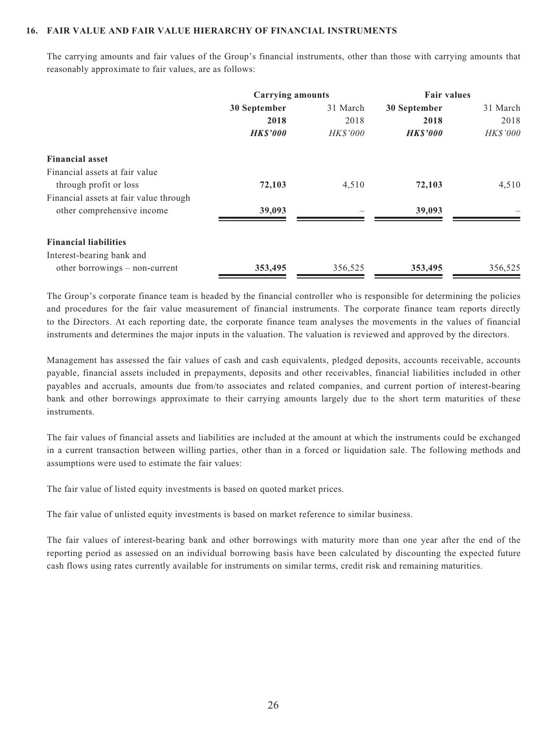**16. FAIR VALUE AND FAIR VALUE HIERARCHY OF FINANCIAL INSTRUMENTS**

The carrying amounts and fair values of the Group's financial instruments, other than those with carrying amounts that reasonably approximate to fair values, are as follows:

| | Carrying amounts | | Fair values | |
|---|---|---|---|---|
| | **30 September 2018** | 31 March 2018 | **30 September 2018** | 31 March 2018 |
| | ***HK$'000*** | *HK$'000* | ***HK$'000*** | *HK$'000* |
| **Financial asset** | | | | |
| Financial assets at fair value through profit or loss | **72,103** | 4,510 | **72,103** | 4,510 |
| Financial assets at fair value through other comprehensive income | **39,093** | – | **39,093** | – |
| **Financial liabilities** | | | | |
| Interest-bearing bank and other borrowings – non-current | **353,495** | 356,525 | **353,495** | 356,525 |

The Group's corporate finance team is headed by the financial controller who is responsible for determining the policies and procedures for the fair value measurement of financial instruments. The corporate finance team reports directly to the Directors. At each reporting date, the corporate finance team analyses the movements in the values of financial instruments and determines the major inputs in the valuation. The valuation is reviewed and approved by the directors.

Management has assessed the fair values of cash and cash equivalents, pledged deposits, accounts receivable, accounts payable, financial assets included in prepayments, deposits and other receivables, financial liabilities included in other payables and accruals, amounts due from/to associates and related companies, and current portion of interest-bearing bank and other borrowings approximate to their carrying amounts largely due to the short term maturities of these instruments.

The fair values of financial assets and liabilities are included at the amount at which the instruments could be exchanged in a current transaction between willing parties, other than in a forced or liquidation sale. The following methods and assumptions were used to estimate the fair values:

The fair value of listed equity investments is based on quoted market prices.

The fair value of unlisted equity investments is based on market reference to similar business.

The fair values of interest-bearing bank and other borrowings with maturity more than one year after the end of the reporting period as assessed on an individual borrowing basis have been calculated by discounting the expected future cash flows using rates currently available for instruments on similar terms, credit risk and remaining maturities.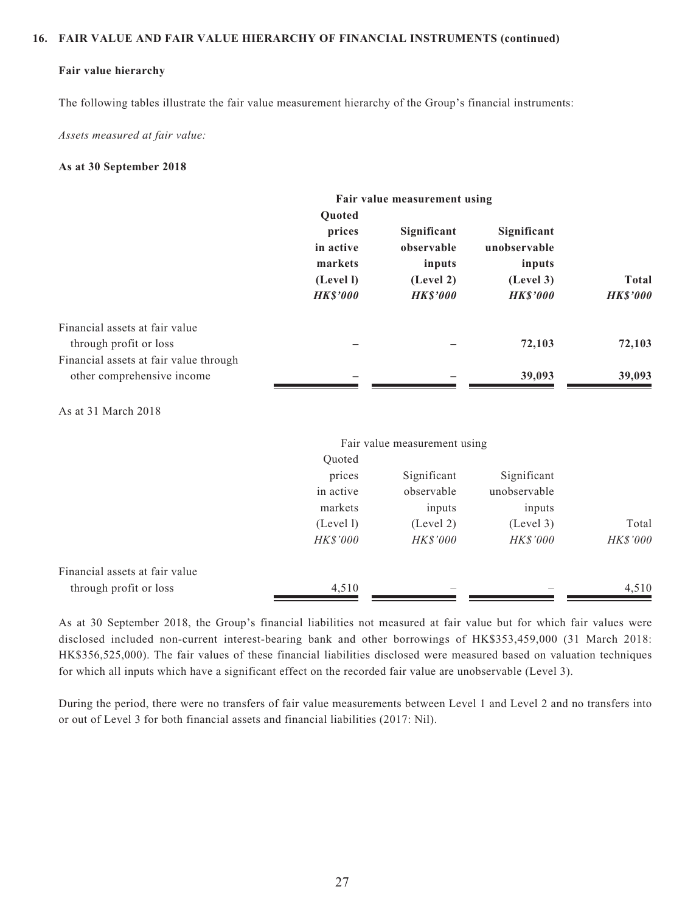**16. FAIR VALUE AND FAIR VALUE HIERARCHY OF FINANCIAL INSTRUMENTS (continued)**

**Fair value hierarchy**

The following tables illustrate the fair value measurement hierarchy of the Group's financial instruments:

*Assets measured at fair value:*

**As at 30 September 2018**

| | **Fair value measurement using** | | | |
|---|---|---|---|---|
| | **Quoted prices in active markets (Level l)** | **Significant observable inputs (Level 2)** | **Significant unobservable inputs (Level 3)** | **Total** |
| | ***HK$'000*** | ***HK$'000*** | ***HK$'000*** | ***HK$'000*** |
| Financial assets at fair value through profit or loss | – | – | **72,103** | **72,103** |
| Financial assets at fair value through other comprehensive income | – | – | **39,093** | **39,093** |

As at 31 March 2018

| | Fair value measurement using | | | |
|---|---|---|---|---|
| | Quoted prices in active markets (Level l) | Significant observable inputs (Level 2) | Significant unobservable inputs (Level 3) | Total |
| | *HK$'000* | *HK$'000* | *HK$'000* | *HK$'000* |
| Financial assets at fair value through profit or loss | 4,510 | – | – | 4,510 |

As at 30 September 2018, the Group's financial liabilities not measured at fair value but for which fair values were disclosed included non-current interest-bearing bank and other borrowings of HK$353,459,000 (31 March 2018: HK$356,525,000). The fair values of these financial liabilities disclosed were measured based on valuation techniques for which all inputs which have a significant effect on the recorded fair value are unobservable (Level 3).

During the period, there were no transfers of fair value measurements between Level 1 and Level 2 and no transfers into or out of Level 3 for both financial assets and financial liabilities (2017: Nil).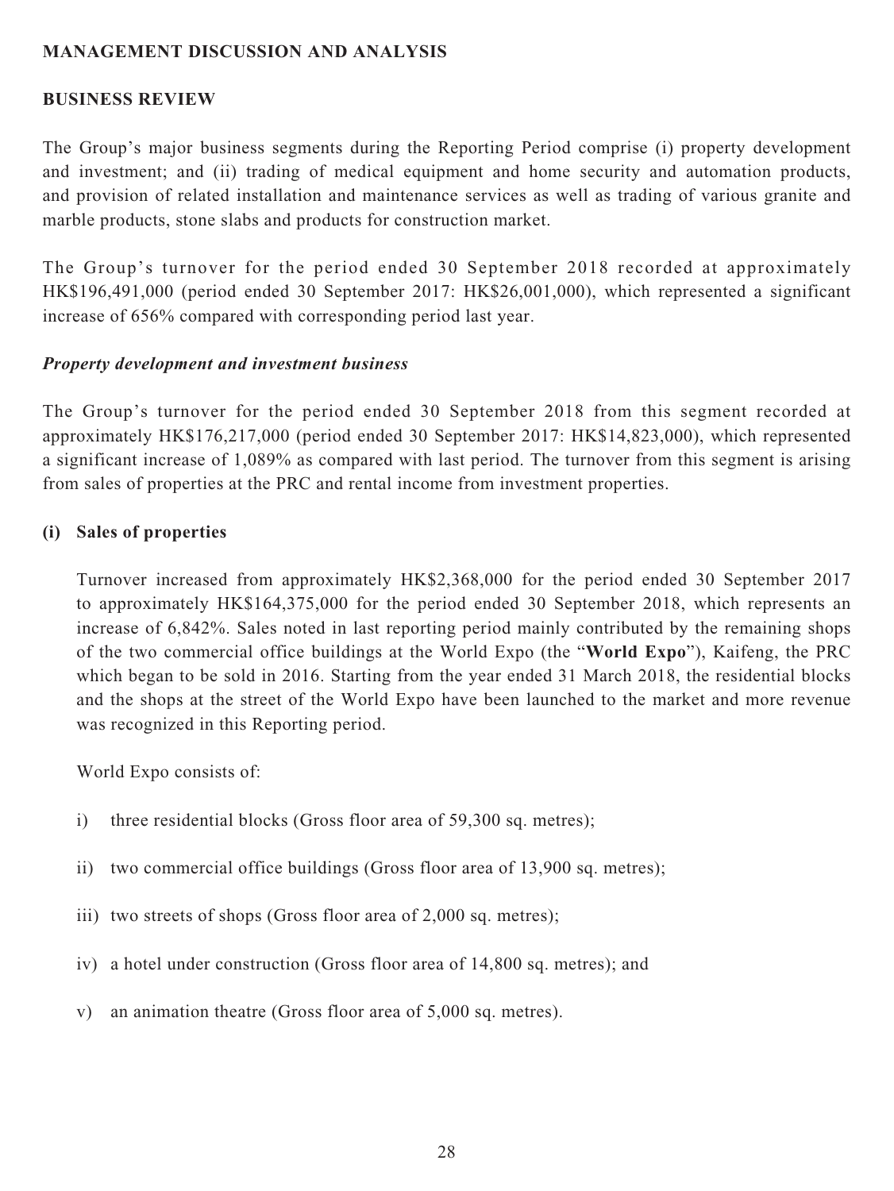## MANAGEMENT DISCUSSION AND ANALYSIS

### BUSINESS REVIEW

The Group's major business segments during the Reporting Period comprise (i) property development and investment; and (ii) trading of medical equipment and home security and automation products, and provision of related installation and maintenance services as well as trading of various granite and marble products, stone slabs and products for construction market.

The Group's turnover for the period ended 30 September 2018 recorded at approximately HK$196,491,000 (period ended 30 September 2017: HK$26,001,000), which represented a significant increase of 656% compared with corresponding period last year.

***Property development and investment business***

The Group's turnover for the period ended 30 September 2018 from this segment recorded at approximately HK$176,217,000 (period ended 30 September 2017: HK$14,823,000), which represented a significant increase of 1,089% as compared with last period. The turnover from this segment is arising from sales of properties at the PRC and rental income from investment properties.

**(i) Sales of properties**

Turnover increased from approximately HK$2,368,000 for the period ended 30 September 2017 to approximately HK$164,375,000 for the period ended 30 September 2018, which represents an increase of 6,842%. Sales noted in last reporting period mainly contributed by the remaining shops of the two commercial office buildings at the World Expo (the "**World Expo**"), Kaifeng, the PRC which began to be sold in 2016. Starting from the year ended 31 March 2018, the residential blocks and the shops at the street of the World Expo have been launched to the market and more revenue was recognized in this Reporting period.

World Expo consists of:

i) three residential blocks (Gross floor area of 59,300 sq. metres);

ii) two commercial office buildings (Gross floor area of 13,900 sq. metres);

iii) two streets of shops (Gross floor area of 2,000 sq. metres);

iv) a hotel under construction (Gross floor area of 14,800 sq. metres); and

v) an animation theatre (Gross floor area of 5,000 sq. metres).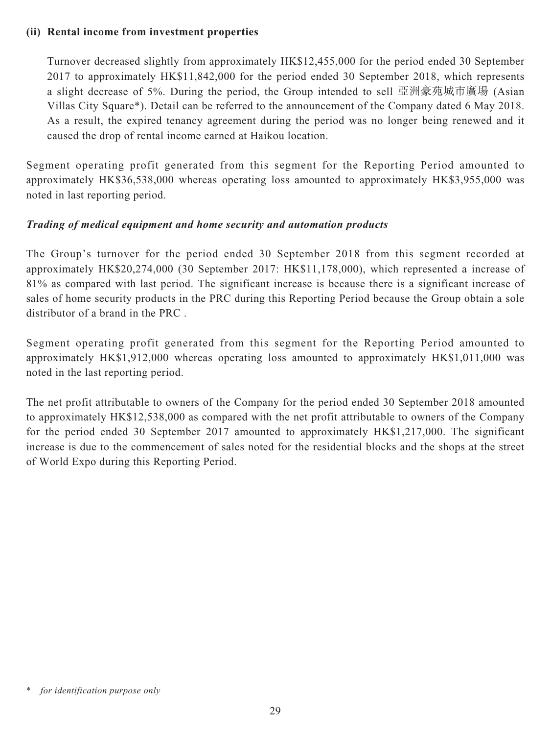**(ii) Rental income from investment properties**

Turnover decreased slightly from approximately HK$12,455,000 for the period ended 30 September 2017 to approximately HK$11,842,000 for the period ended 30 September 2018, which represents a slight decrease of 5%. During the period, the Group intended to sell 亞洲豪苑城市廣場 (Asian Villas City Square*). Detail can be referred to the announcement of the Company dated 6 May 2018. As a result, the expired tenancy agreement during the period was no longer being renewed and it caused the drop of rental income earned at Haikou location.

Segment operating profit generated from this segment for the Reporting Period amounted to approximately HK$36,538,000 whereas operating loss amounted to approximately HK$3,955,000 was noted in last reporting period.

***Trading of medical equipment and home security and automation products***

The Group's turnover for the period ended 30 September 2018 from this segment recorded at approximately HK$20,274,000 (30 September 2017: HK$11,178,000), which represented a increase of 81% as compared with last period. The significant increase is because there is a significant increase of sales of home security products in the PRC during this Reporting Period because the Group obtain a sole distributor of a brand in the PRC .

Segment operating profit generated from this segment for the Reporting Period amounted to approximately HK$1,912,000 whereas operating loss amounted to approximately HK$1,011,000 was noted in the last reporting period.

The net profit attributable to owners of the Company for the period ended 30 September 2018 amounted to approximately HK$12,538,000 as compared with the net profit attributable to owners of the Company for the period ended 30 September 2017 amounted to approximately HK$1,217,000. The significant increase is due to the commencement of sales noted for the residential blocks and the shops at the street of World Expo during this Reporting Period.

\* *for identification purpose only*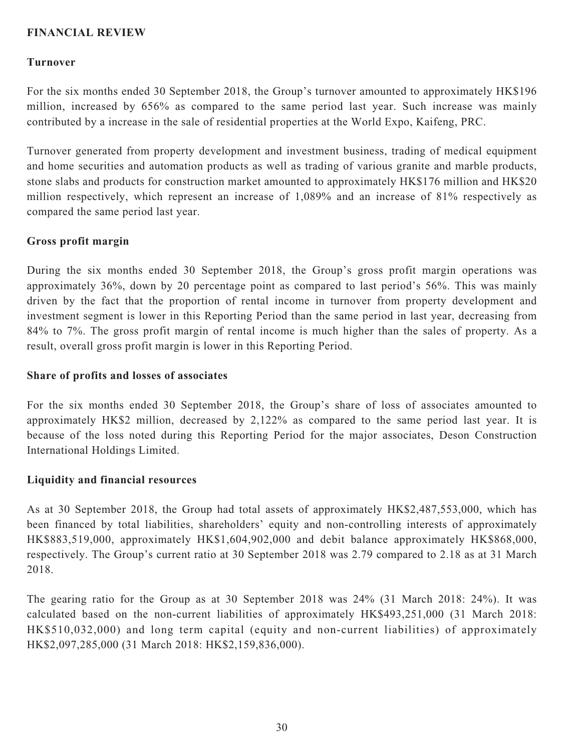## FINANCIAL REVIEW

### Turnover

For the six months ended 30 September 2018, the Group's turnover amounted to approximately HK$196 million, increased by 656% as compared to the same period last year. Such increase was mainly contributed by a increase in the sale of residential properties at the World Expo, Kaifeng, PRC.

Turnover generated from property development and investment business, trading of medical equipment and home securities and automation products as well as trading of various granite and marble products, stone slabs and products for construction market amounted to approximately HK$176 million and HK$20 million respectively, which represent an increase of 1,089% and an increase of 81% respectively as compared the same period last year.

### Gross profit margin

During the six months ended 30 September 2018, the Group's gross profit margin operations was approximately 36%, down by 20 percentage point as compared to last period's 56%. This was mainly driven by the fact that the proportion of rental income in turnover from property development and investment segment is lower in this Reporting Period than the same period in last year, decreasing from 84% to 7%. The gross profit margin of rental income is much higher than the sales of property. As a result, overall gross profit margin is lower in this Reporting Period.

### Share of profits and losses of associates

For the six months ended 30 September 2018, the Group's share of loss of associates amounted to approximately HK$2 million, decreased by 2,122% as compared to the same period last year. It is because of the loss noted during this Reporting Period for the major associates, Deson Construction International Holdings Limited.

### Liquidity and financial resources

As at 30 September 2018, the Group had total assets of approximately HK$2,487,553,000, which has been financed by total liabilities, shareholders' equity and non-controlling interests of approximately HK$883,519,000, approximately HK$1,604,902,000 and debit balance approximately HK$868,000, respectively. The Group's current ratio at 30 September 2018 was 2.79 compared to 2.18 as at 31 March 2018.

The gearing ratio for the Group as at 30 September 2018 was 24% (31 March 2018: 24%). It was calculated based on the non-current liabilities of approximately HK$493,251,000 (31 March 2018: HK$510,032,000) and long term capital (equity and non-current liabilities) of approximately HK$2,097,285,000 (31 March 2018: HK$2,159,836,000).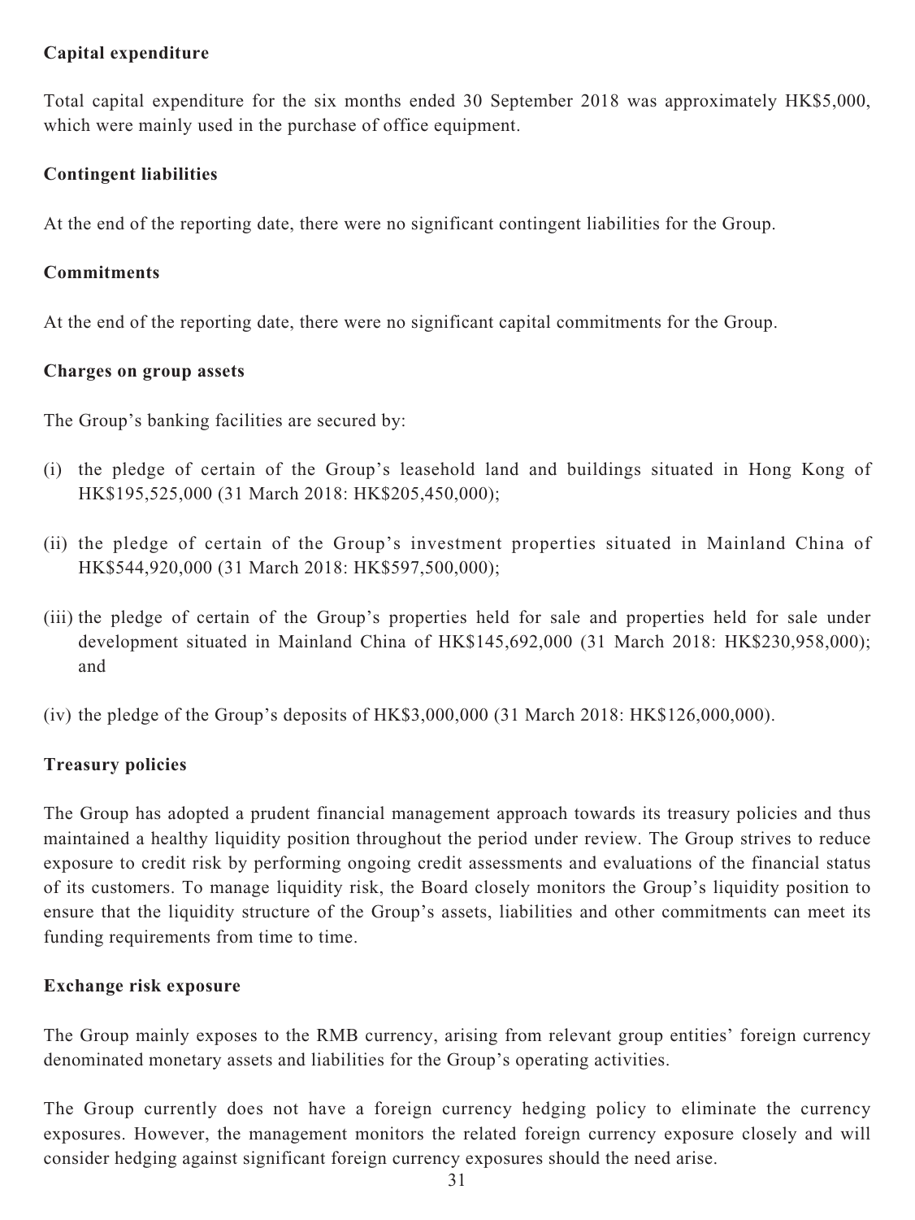**Capital expenditure**

Total capital expenditure for the six months ended 30 September 2018 was approximately HK$5,000, which were mainly used in the purchase of office equipment.

**Contingent liabilities**

At the end of the reporting date, there were no significant contingent liabilities for the Group.

**Commitments**

At the end of the reporting date, there were no significant capital commitments for the Group.

**Charges on group assets**

The Group's banking facilities are secured by:

(i) the pledge of certain of the Group's leasehold land and buildings situated in Hong Kong of HK$195,525,000 (31 March 2018: HK$205,450,000);

(ii) the pledge of certain of the Group's investment properties situated in Mainland China of HK$544,920,000 (31 March 2018: HK$597,500,000);

(iii) the pledge of certain of the Group's properties held for sale and properties held for sale under development situated in Mainland China of HK$145,692,000 (31 March 2018: HK$230,958,000); and

(iv) the pledge of the Group's deposits of HK$3,000,000 (31 March 2018: HK$126,000,000).

**Treasury policies**

The Group has adopted a prudent financial management approach towards its treasury policies and thus maintained a healthy liquidity position throughout the period under review. The Group strives to reduce exposure to credit risk by performing ongoing credit assessments and evaluations of the financial status of its customers. To manage liquidity risk, the Board closely monitors the Group's liquidity position to ensure that the liquidity structure of the Group's assets, liabilities and other commitments can meet its funding requirements from time to time.

**Exchange risk exposure**

The Group mainly exposes to the RMB currency, arising from relevant group entities' foreign currency denominated monetary assets and liabilities for the Group's operating activities.

The Group currently does not have a foreign currency hedging policy to eliminate the currency exposures. However, the management monitors the related foreign currency exposure closely and will consider hedging against significant foreign currency exposures should the need arise.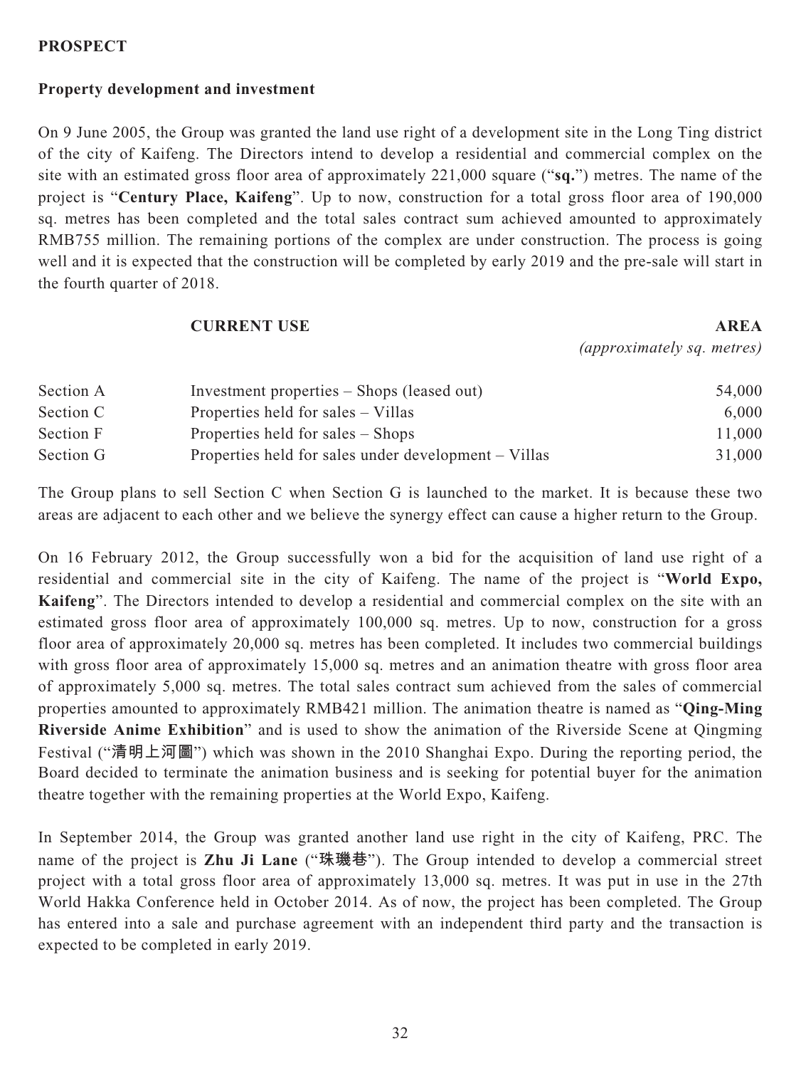## PROSPECT

### Property development and investment

On 9 June 2005, the Group was granted the land use right of a development site in the Long Ting district of the city of Kaifeng. The Directors intend to develop a residential and commercial complex on the site with an estimated gross floor area of approximately 221,000 square ("**sq.**") metres. The name of the project is "**Century Place, Kaifeng**". Up to now, construction for a total gross floor area of 190,000 sq. metres has been completed and the total sales contract sum achieved amounted to approximately RMB755 million. The remaining portions of the complex are under construction. The process is going well and it is expected that the construction will be completed by early 2019 and the pre-sale will start in the fourth quarter of 2018.

| | **CURRENT USE** | **AREA** *(approximately sq. metres)* |
|---|---|---|
| Section A | Investment properties – Shops (leased out) | 54,000 |
| Section C | Properties held for sales – Villas | 6,000 |
| Section F | Properties held for sales – Shops | 11,000 |
| Section G | Properties held for sales under development – Villas | 31,000 |

The Group plans to sell Section C when Section G is launched to the market. It is because these two areas are adjacent to each other and we believe the synergy effect can cause a higher return to the Group.

On 16 February 2012, the Group successfully won a bid for the acquisition of land use right of a residential and commercial site in the city of Kaifeng. The name of the project is "**World Expo, Kaifeng**". The Directors intended to develop a residential and commercial complex on the site with an estimated gross floor area of approximately 100,000 sq. metres. Up to now, construction for a gross floor area of approximately 20,000 sq. metres has been completed. It includes two commercial buildings with gross floor area of approximately 15,000 sq. metres and an animation theatre with gross floor area of approximately 5,000 sq. metres. The total sales contract sum achieved from the sales of commercial properties amounted to approximately RMB421 million. The animation theatre is named as "**Qing-Ming Riverside Anime Exhibition**" and is used to show the animation of the Riverside Scene at Qingming Festival ("清明上河圖") which was shown in the 2010 Shanghai Expo. During the reporting period, the Board decided to terminate the animation business and is seeking for potential buyer for the animation theatre together with the remaining properties at the World Expo, Kaifeng.

In September 2014, the Group was granted another land use right in the city of Kaifeng, PRC. The name of the project is **Zhu Ji Lane** ("珠璣巷"). The Group intended to develop a commercial street project with a total gross floor area of approximately 13,000 sq. metres. It was put in use in the 27th World Hakka Conference held in October 2014. As of now, the project has been completed. The Group has entered into a sale and purchase agreement with an independent third party and the transaction is expected to be completed in early 2019.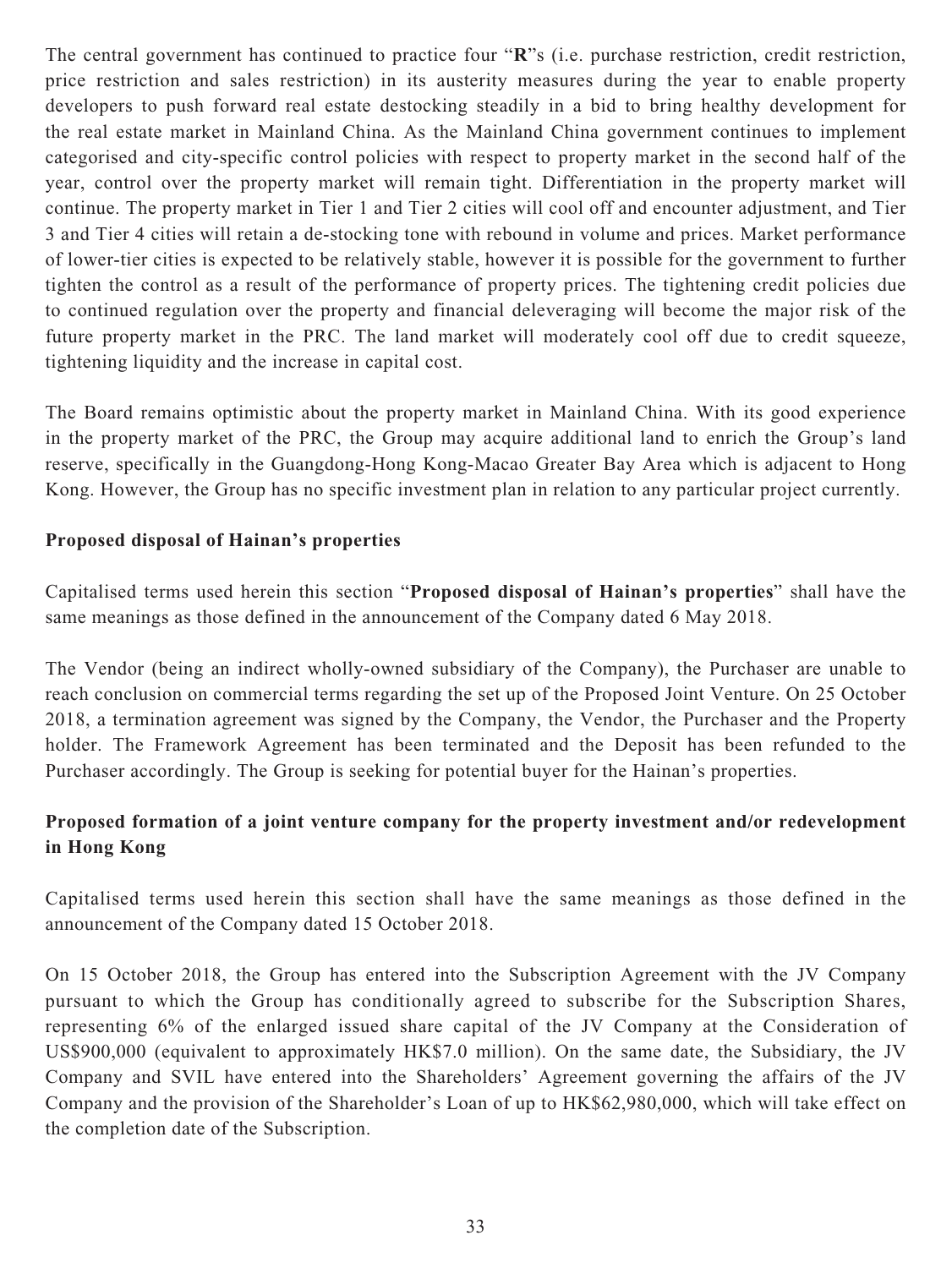The central government has continued to practice four "**R**"s (i.e. purchase restriction, credit restriction, price restriction and sales restriction) in its austerity measures during the year to enable property developers to push forward real estate destocking steadily in a bid to bring healthy development for the real estate market in Mainland China. As the Mainland China government continues to implement categorised and city-specific control policies with respect to property market in the second half of the year, control over the property market will remain tight. Differentiation in the property market will continue. The property market in Tier 1 and Tier 2 cities will cool off and encounter adjustment, and Tier 3 and Tier 4 cities will retain a de-stocking tone with rebound in volume and prices. Market performance of lower-tier cities is expected to be relatively stable, however it is possible for the government to further tighten the control as a result of the performance of property prices. The tightening credit policies due to continued regulation over the property and financial deleveraging will become the major risk of the future property market in the PRC. The land market will moderately cool off due to credit squeeze, tightening liquidity and the increase in capital cost.

The Board remains optimistic about the property market in Mainland China. With its good experience in the property market of the PRC, the Group may acquire additional land to enrich the Group's land reserve, specifically in the Guangdong-Hong Kong-Macao Greater Bay Area which is adjacent to Hong Kong. However, the Group has no specific investment plan in relation to any particular project currently.

**Proposed disposal of Hainan's properties**

Capitalised terms used herein this section "**Proposed disposal of Hainan's properties**" shall have the same meanings as those defined in the announcement of the Company dated 6 May 2018.

The Vendor (being an indirect wholly-owned subsidiary of the Company), the Purchaser are unable to reach conclusion on commercial terms regarding the set up of the Proposed Joint Venture. On 25 October 2018, a termination agreement was signed by the Company, the Vendor, the Purchaser and the Property holder. The Framework Agreement has been terminated and the Deposit has been refunded to the Purchaser accordingly. The Group is seeking for potential buyer for the Hainan's properties.

**Proposed formation of a joint venture company for the property investment and/or redevelopment in Hong Kong**

Capitalised terms used herein this section shall have the same meanings as those defined in the announcement of the Company dated 15 October 2018.

On 15 October 2018, the Group has entered into the Subscription Agreement with the JV Company pursuant to which the Group has conditionally agreed to subscribe for the Subscription Shares, representing 6% of the enlarged issued share capital of the JV Company at the Consideration of US$900,000 (equivalent to approximately HK$7.0 million). On the same date, the Subsidiary, the JV Company and SVIL have entered into the Shareholders' Agreement governing the affairs of the JV Company and the provision of the Shareholder's Loan of up to HK$62,980,000, which will take effect on the completion date of the Subscription.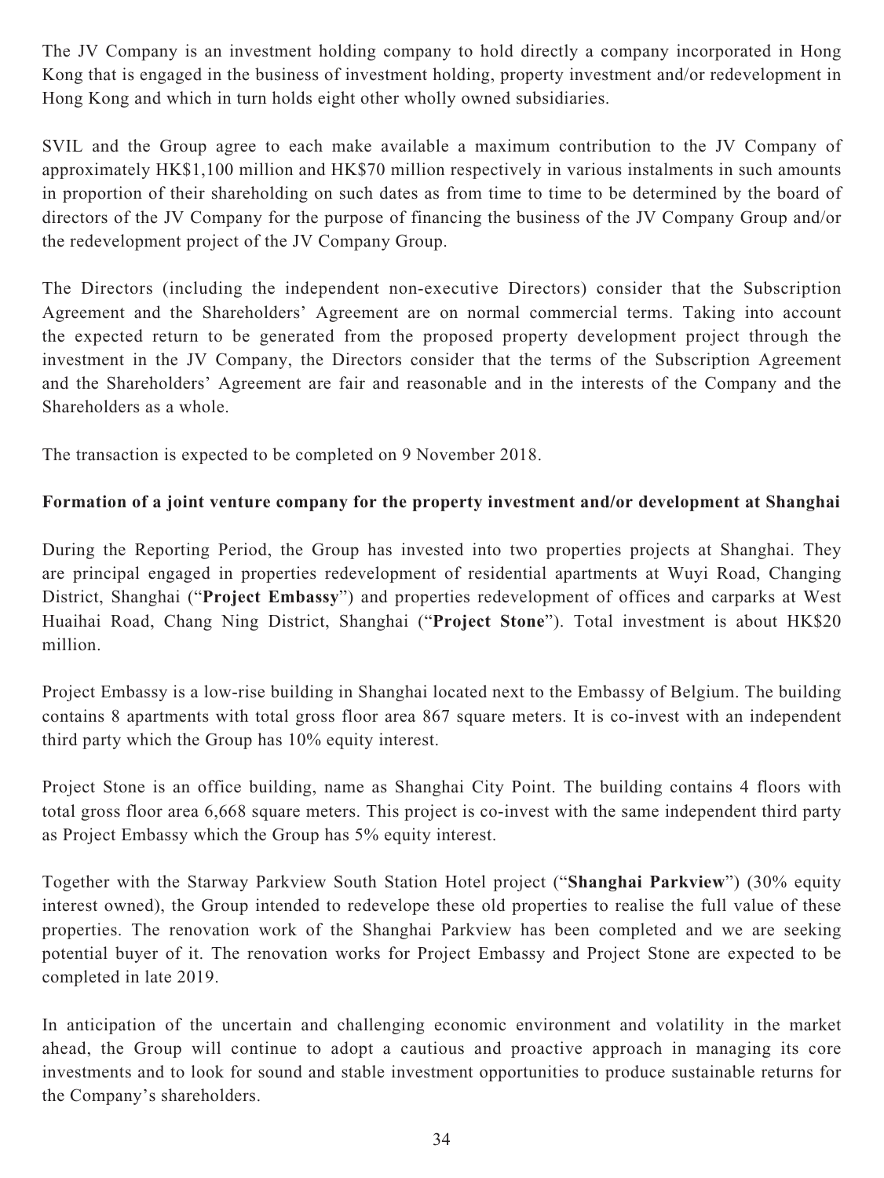The JV Company is an investment holding company to hold directly a company incorporated in Hong Kong that is engaged in the business of investment holding, property investment and/or redevelopment in Hong Kong and which in turn holds eight other wholly owned subsidiaries.

SVIL and the Group agree to each make available a maximum contribution to the JV Company of approximately HK$1,100 million and HK$70 million respectively in various instalments in such amounts in proportion of their shareholding on such dates as from time to time to be determined by the board of directors of the JV Company for the purpose of financing the business of the JV Company Group and/or the redevelopment project of the JV Company Group.

The Directors (including the independent non-executive Directors) consider that the Subscription Agreement and the Shareholders' Agreement are on normal commercial terms. Taking into account the expected return to be generated from the proposed property development project through the investment in the JV Company, the Directors consider that the terms of the Subscription Agreement and the Shareholders' Agreement are fair and reasonable and in the interests of the Company and the Shareholders as a whole.

The transaction is expected to be completed on 9 November 2018.

**Formation of a joint venture company for the property investment and/or development at Shanghai**

During the Reporting Period, the Group has invested into two properties projects at Shanghai. They are principal engaged in properties redevelopment of residential apartments at Wuyi Road, Changing District, Shanghai ("**Project Embassy**") and properties redevelopment of offices and carparks at West Huaihai Road, Chang Ning District, Shanghai ("**Project Stone**"). Total investment is about HK$20 million.

Project Embassy is a low-rise building in Shanghai located next to the Embassy of Belgium. The building contains 8 apartments with total gross floor area 867 square meters. It is co-invest with an independent third party which the Group has 10% equity interest.

Project Stone is an office building, name as Shanghai City Point. The building contains 4 floors with total gross floor area 6,668 square meters. This project is co-invest with the same independent third party as Project Embassy which the Group has 5% equity interest.

Together with the Starway Parkview South Station Hotel project ("**Shanghai Parkview**") (30% equity interest owned), the Group intended to redevelope these old properties to realise the full value of these properties. The renovation work of the Shanghai Parkview has been completed and we are seeking potential buyer of it. The renovation works for Project Embassy and Project Stone are expected to be completed in late 2019.

In anticipation of the uncertain and challenging economic environment and volatility in the market ahead, the Group will continue to adopt a cautious and proactive approach in managing its core investments and to look for sound and stable investment opportunities to produce sustainable returns for the Company's shareholders.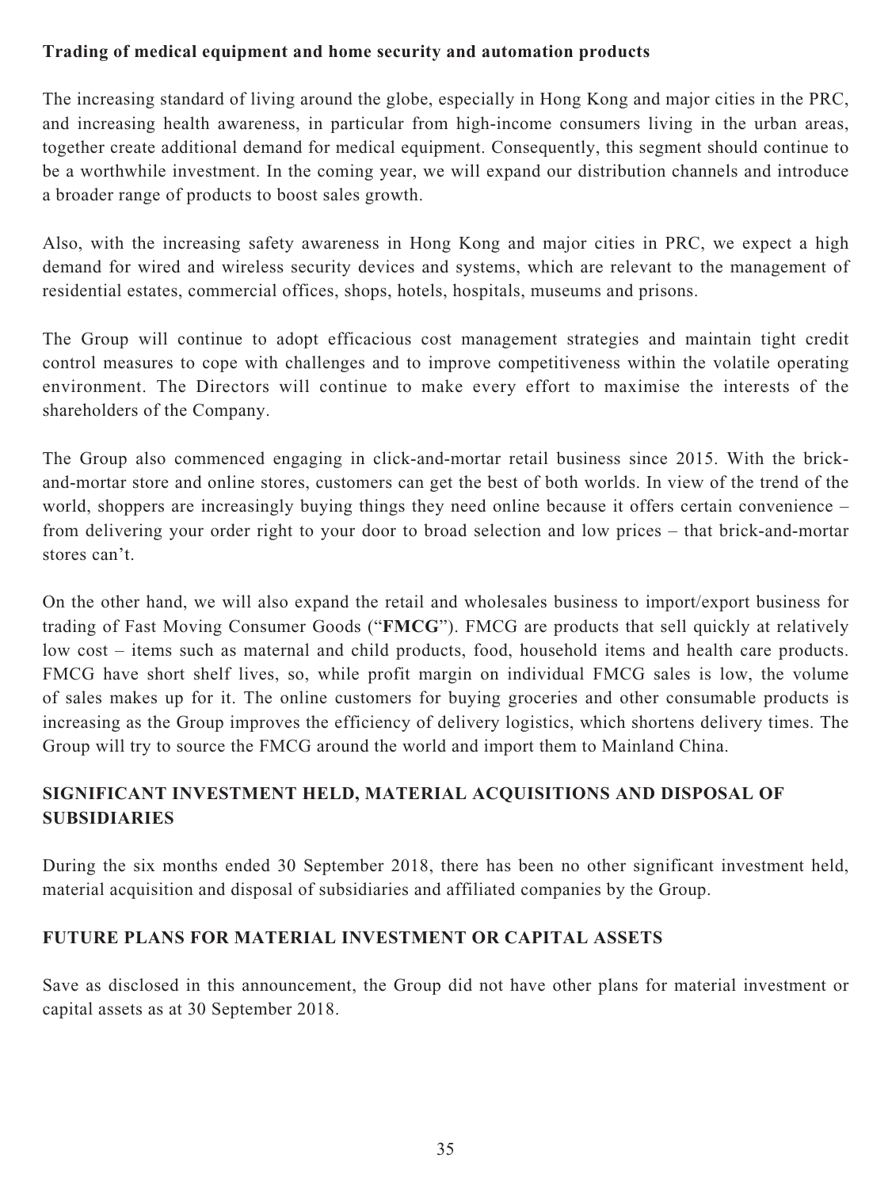**Trading of medical equipment and home security and automation products**

The increasing standard of living around the globe, especially in Hong Kong and major cities in the PRC, and increasing health awareness, in particular from high-income consumers living in the urban areas, together create additional demand for medical equipment. Consequently, this segment should continue to be a worthwhile investment. In the coming year, we will expand our distribution channels and introduce a broader range of products to boost sales growth.

Also, with the increasing safety awareness in Hong Kong and major cities in PRC, we expect a high demand for wired and wireless security devices and systems, which are relevant to the management of residential estates, commercial offices, shops, hotels, hospitals, museums and prisons.

The Group will continue to adopt efficacious cost management strategies and maintain tight credit control measures to cope with challenges and to improve competitiveness within the volatile operating environment. The Directors will continue to make every effort to maximise the interests of the shareholders of the Company.

The Group also commenced engaging in click-and-mortar retail business since 2015. With the brick-and-mortar store and online stores, customers can get the best of both worlds. In view of the trend of the world, shoppers are increasingly buying things they need online because it offers certain convenience – from delivering your order right to your door to broad selection and low prices – that brick-and-mortar stores can't.

On the other hand, we will also expand the retail and wholesales business to import/export business for trading of Fast Moving Consumer Goods ("**FMCG**"). FMCG are products that sell quickly at relatively low cost – items such as maternal and child products, food, household items and health care products. FMCG have short shelf lives, so, while profit margin on individual FMCG sales is low, the volume of sales makes up for it. The online customers for buying groceries and other consumable products is increasing as the Group improves the efficiency of delivery logistics, which shortens delivery times. The Group will try to source the FMCG around the world and import them to Mainland China.

## SIGNIFICANT INVESTMENT HELD, MATERIAL ACQUISITIONS AND DISPOSAL OF SUBSIDIARIES

During the six months ended 30 September 2018, there has been no other significant investment held, material acquisition and disposal of subsidiaries and affiliated companies by the Group.

## FUTURE PLANS FOR MATERIAL INVESTMENT OR CAPITAL ASSETS

Save as disclosed in this announcement, the Group did not have other plans for material investment or capital assets as at 30 September 2018.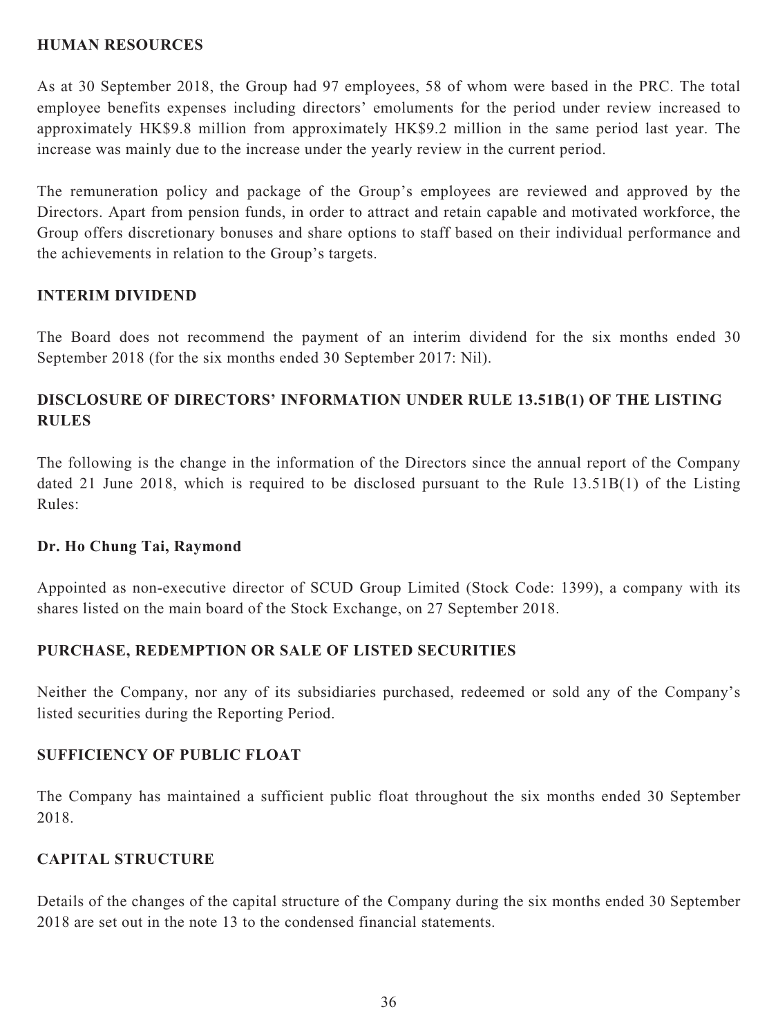## HUMAN RESOURCES

As at 30 September 2018, the Group had 97 employees, 58 of whom were based in the PRC. The total employee benefits expenses including directors' emoluments for the period under review increased to approximately HK$9.8 million from approximately HK$9.2 million in the same period last year. The increase was mainly due to the increase under the yearly review in the current period.

The remuneration policy and package of the Group's employees are reviewed and approved by the Directors. Apart from pension funds, in order to attract and retain capable and motivated workforce, the Group offers discretionary bonuses and share options to staff based on their individual performance and the achievements in relation to the Group's targets.

## INTERIM DIVIDEND

The Board does not recommend the payment of an interim dividend for the six months ended 30 September 2018 (for the six months ended 30 September 2017: Nil).

## DISCLOSURE OF DIRECTORS' INFORMATION UNDER RULE 13.51B(1) OF THE LISTING RULES

The following is the change in the information of the Directors since the annual report of the Company dated 21 June 2018, which is required to be disclosed pursuant to the Rule 13.51B(1) of the Listing Rules:

### Dr. Ho Chung Tai, Raymond

Appointed as non-executive director of SCUD Group Limited (Stock Code: 1399), a company with its shares listed on the main board of the Stock Exchange, on 27 September 2018.

## PURCHASE, REDEMPTION OR SALE OF LISTED SECURITIES

Neither the Company, nor any of its subsidiaries purchased, redeemed or sold any of the Company's listed securities during the Reporting Period.

## SUFFICIENCY OF PUBLIC FLOAT

The Company has maintained a sufficient public float throughout the six months ended 30 September 2018.

## CAPITAL STRUCTURE

Details of the changes of the capital structure of the Company during the six months ended 30 September 2018 are set out in the note 13 to the condensed financial statements.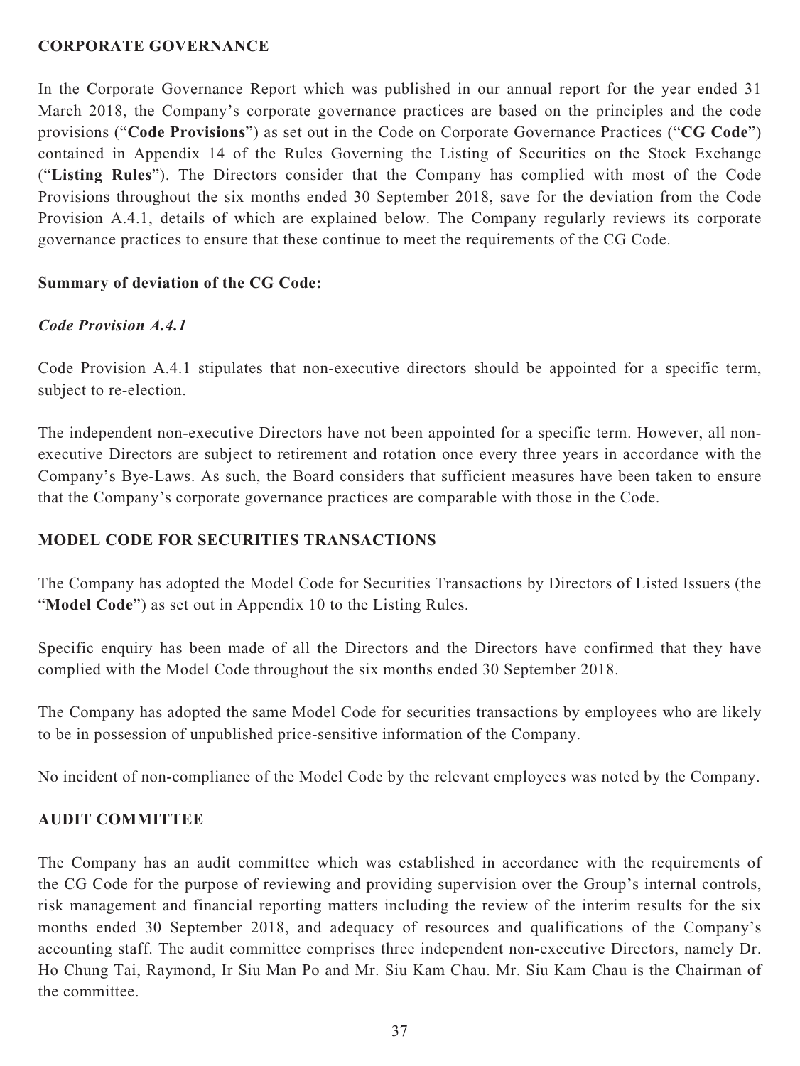## CORPORATE GOVERNANCE

In the Corporate Governance Report which was published in our annual report for the year ended 31 March 2018, the Company's corporate governance practices are based on the principles and the code provisions ("**Code Provisions**") as set out in the Code on Corporate Governance Practices ("**CG Code**") contained in Appendix 14 of the Rules Governing the Listing of Securities on the Stock Exchange ("**Listing Rules**"). The Directors consider that the Company has complied with most of the Code Provisions throughout the six months ended 30 September 2018, save for the deviation from the Code Provision A.4.1, details of which are explained below. The Company regularly reviews its corporate governance practices to ensure that these continue to meet the requirements of the CG Code.

### Summary of deviation of the CG Code:

#### *Code Provision A.4.1*

Code Provision A.4.1 stipulates that non-executive directors should be appointed for a specific term, subject to re-election.

The independent non-executive Directors have not been appointed for a specific term. However, all non-executive Directors are subject to retirement and rotation once every three years in accordance with the Company's Bye-Laws. As such, the Board considers that sufficient measures have been taken to ensure that the Company's corporate governance practices are comparable with those in the Code.

## MODEL CODE FOR SECURITIES TRANSACTIONS

The Company has adopted the Model Code for Securities Transactions by Directors of Listed Issuers (the "**Model Code**") as set out in Appendix 10 to the Listing Rules.

Specific enquiry has been made of all the Directors and the Directors have confirmed that they have complied with the Model Code throughout the six months ended 30 September 2018.

The Company has adopted the same Model Code for securities transactions by employees who are likely to be in possession of unpublished price-sensitive information of the Company.

No incident of non-compliance of the Model Code by the relevant employees was noted by the Company.

## AUDIT COMMITTEE

The Company has an audit committee which was established in accordance with the requirements of the CG Code for the purpose of reviewing and providing supervision over the Group's internal controls, risk management and financial reporting matters including the review of the interim results for the six months ended 30 September 2018, and adequacy of resources and qualifications of the Company's accounting staff. The audit committee comprises three independent non-executive Directors, namely Dr. Ho Chung Tai, Raymond, Ir Siu Man Po and Mr. Siu Kam Chau. Mr. Siu Kam Chau is the Chairman of the committee.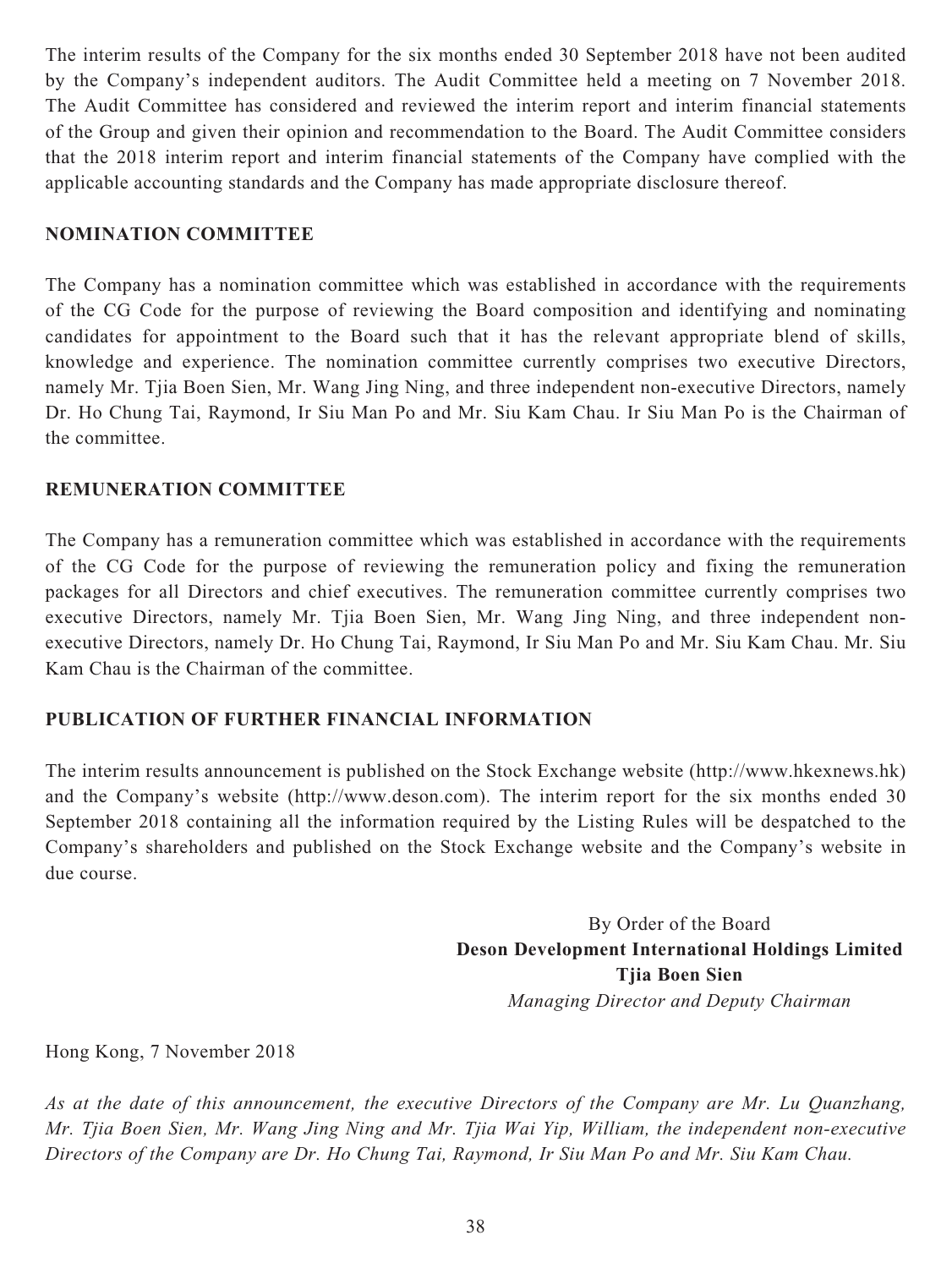The interim results of the Company for the six months ended 30 September 2018 have not been audited by the Company's independent auditors. The Audit Committee held a meeting on 7 November 2018. The Audit Committee has considered and reviewed the interim report and interim financial statements of the Group and given their opinion and recommendation to the Board. The Audit Committee considers that the 2018 interim report and interim financial statements of the Company have complied with the applicable accounting standards and the Company has made appropriate disclosure thereof.

## NOMINATION COMMITTEE

The Company has a nomination committee which was established in accordance with the requirements of the CG Code for the purpose of reviewing the Board composition and identifying and nominating candidates for appointment to the Board such that it has the relevant appropriate blend of skills, knowledge and experience. The nomination committee currently comprises two executive Directors, namely Mr. Tjia Boen Sien, Mr. Wang Jing Ning, and three independent non-executive Directors, namely Dr. Ho Chung Tai, Raymond, Ir Siu Man Po and Mr. Siu Kam Chau. Ir Siu Man Po is the Chairman of the committee.

## REMUNERATION COMMITTEE

The Company has a remuneration committee which was established in accordance with the requirements of the CG Code for the purpose of reviewing the remuneration policy and fixing the remuneration packages for all Directors and chief executives. The remuneration committee currently comprises two executive Directors, namely Mr. Tjia Boen Sien, Mr. Wang Jing Ning, and three independent non-executive Directors, namely Dr. Ho Chung Tai, Raymond, Ir Siu Man Po and Mr. Siu Kam Chau. Mr. Siu Kam Chau is the Chairman of the committee.

## PUBLICATION OF FURTHER FINANCIAL INFORMATION

The interim results announcement is published on the Stock Exchange website (http://www.hkexnews.hk) and the Company's website (http://www.deson.com). The interim report for the six months ended 30 September 2018 containing all the information required by the Listing Rules will be despatched to the Company's shareholders and published on the Stock Exchange website and the Company's website in due course.

By Order of the Board
**Deson Development International Holdings Limited**
**Tjia Boen Sien**
*Managing Director and Deputy Chairman*

Hong Kong, 7 November 2018

*As at the date of this announcement, the executive Directors of the Company are Mr. Lu Quanzhang, Mr. Tjia Boen Sien, Mr. Wang Jing Ning and Mr. Tjia Wai Yip, William, the independent non-executive Directors of the Company are Dr. Ho Chung Tai, Raymond, Ir Siu Man Po and Mr. Siu Kam Chau.*